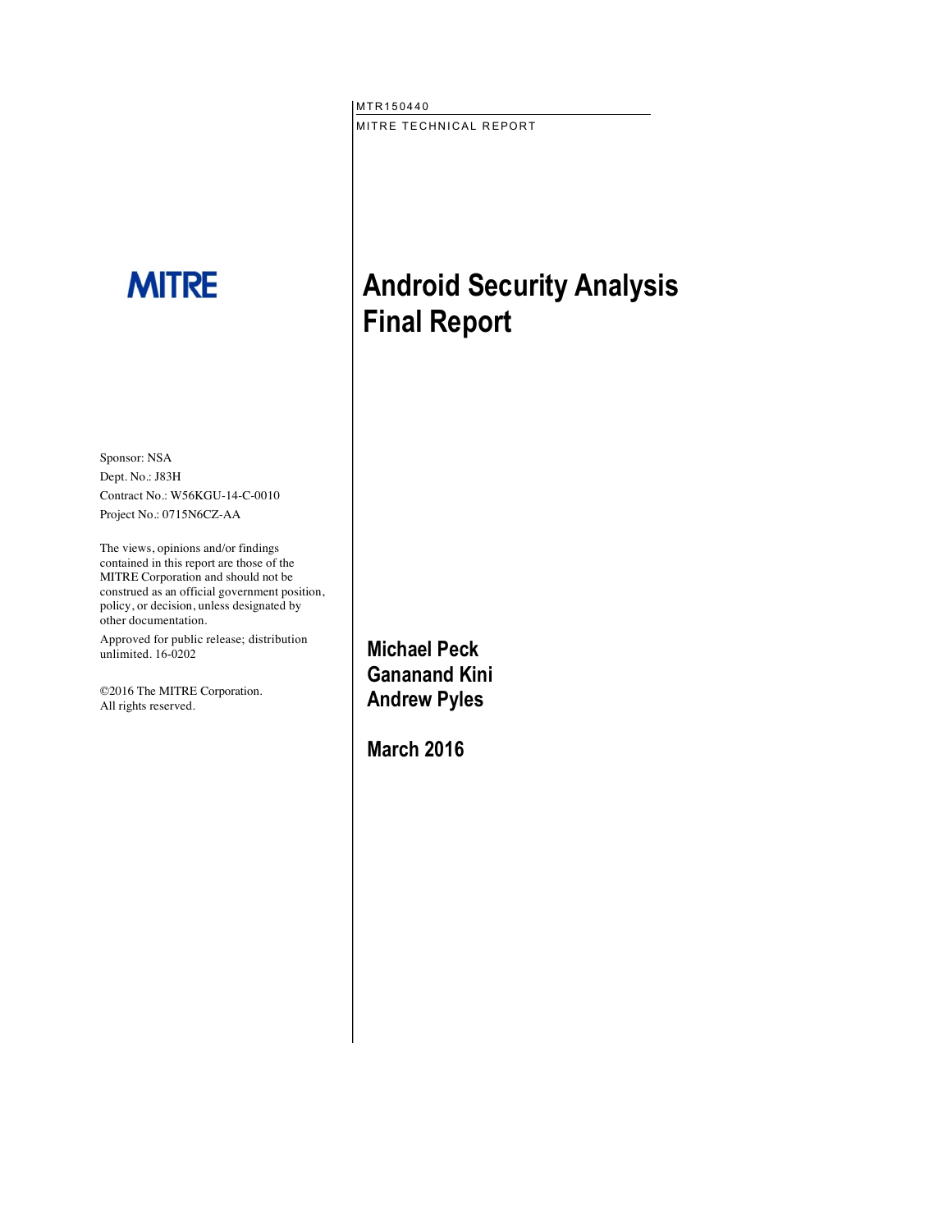MTR150440

MITRE TECHNICAL REPORT

MITRE

# Android Security Analysis Final Report

Sponsor: NSA
Dept. No.: J83H
Contract No.: W56KGU-14-C-0010
Project No.: 0715N6CZ-AA

The views, opinions and/or findings contained in this report are those of the MITRE Corporation and should not be construed as an official government position, policy, or decision, unless designated by other documentation.

Approved for public release; distribution unlimited. 16-0202

©2016 The MITRE Corporation.
All rights reserved.

**Michael Peck**
**Gananand Kini**
**Andrew Pyles**

**March 2016**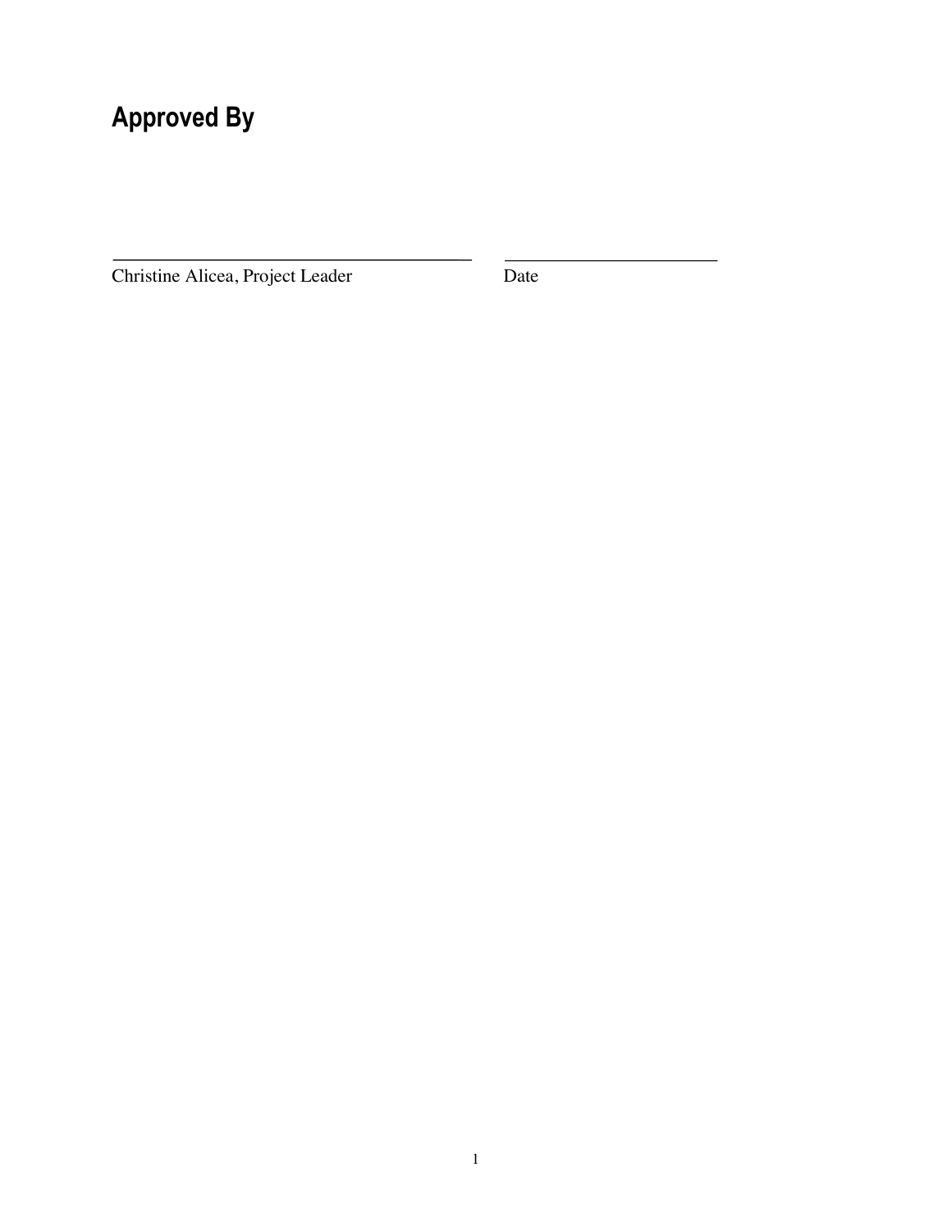# Approved By

\_\_\_\_\_\_\_\_\_\_\_\_\_\_\_\_\_\_\_\_\_\_\_\_\_\_\_\_\_\_\_\_\_\_\_\_\_\_ \_\_\_\_\_\_\_\_\_\_\_\_\_\_\_\_\_\_\_\_\_\_\_\_

Christine Alicea, Project Leader Date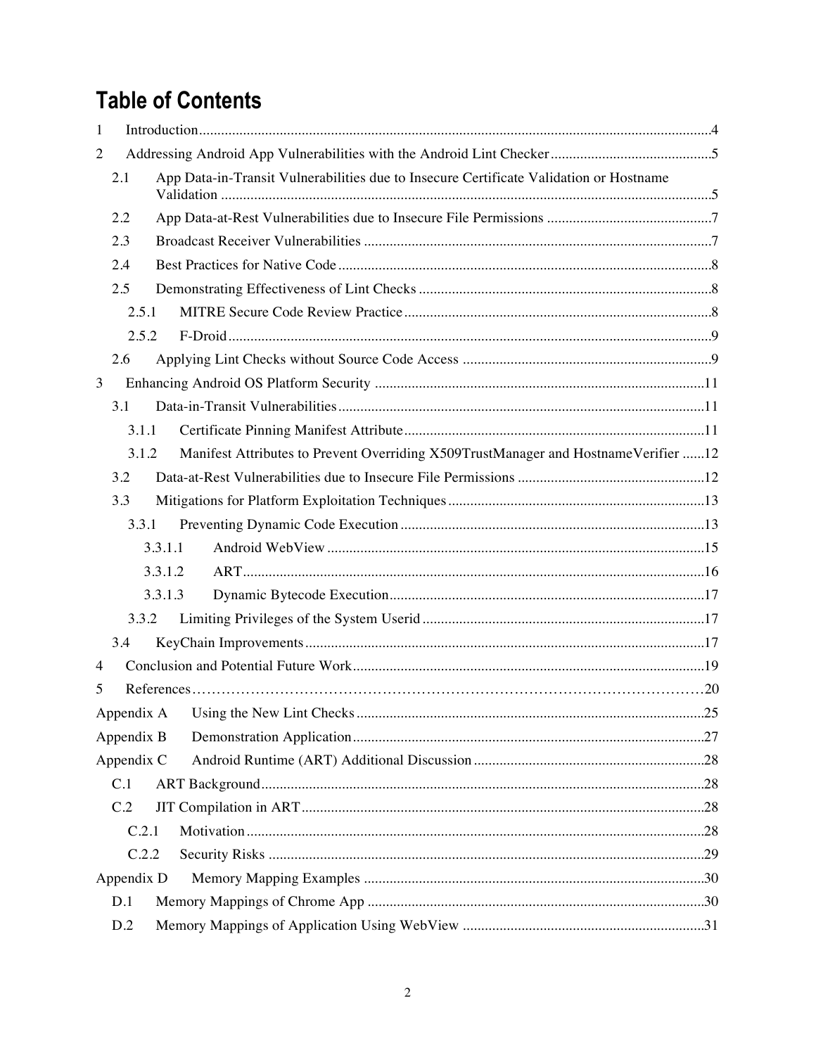# Table of Contents

1 Introduction ... 4

2 Addressing Android App Vulnerabilities with the Android Lint Checker ... 5

- 2.1 App Data-in-Transit Vulnerabilities due to Insecure Certificate Validation or Hostname Validation ... 5
- 2.2 App Data-at-Rest Vulnerabilities due to Insecure File Permissions ... 7
- 2.3 Broadcast Receiver Vulnerabilities ... 7
- 2.4 Best Practices for Native Code ... 8
- 2.5 Demonstrating Effectiveness of Lint Checks ... 8
  - 2.5.1 MITRE Secure Code Review Practice ... 8
  - 2.5.2 F-Droid ... 9
- 2.6 Applying Lint Checks without Source Code Access ... 9

3 Enhancing Android OS Platform Security ... 11

- 3.1 Data-in-Transit Vulnerabilities ... 11
  - 3.1.1 Certificate Pinning Manifest Attribute ... 11
  - 3.1.2 Manifest Attributes to Prevent Overriding X509TrustManager and HostnameVerifier ... 12
- 3.2 Data-at-Rest Vulnerabilities due to Insecure File Permissions ... 12
- 3.3 Mitigations for Platform Exploitation Techniques ... 13
  - 3.3.1 Preventing Dynamic Code Execution ... 13
    - 3.3.1.1 Android WebView ... 15
    - 3.3.1.2 ART ... 16
    - 3.3.1.3 Dynamic Bytecode Execution ... 17
  - 3.3.2 Limiting Privileges of the System Userid ... 17
- 3.4 KeyChain Improvements ... 17

4 Conclusion and Potential Future Work ... 19

5 References ... 20

Appendix A Using the New Lint Checks ... 25

Appendix B Demonstration Application ... 27

Appendix C Android Runtime (ART) Additional Discussion ... 28

- C.1 ART Background ... 28
- C.2 JIT Compilation in ART ... 28
  - C.2.1 Motivation ... 28
  - C.2.2 Security Risks ... 29

Appendix D Memory Mapping Examples ... 30

- D.1 Memory Mappings of Chrome App ... 30
- D.2 Memory Mappings of Application Using WebView ... 31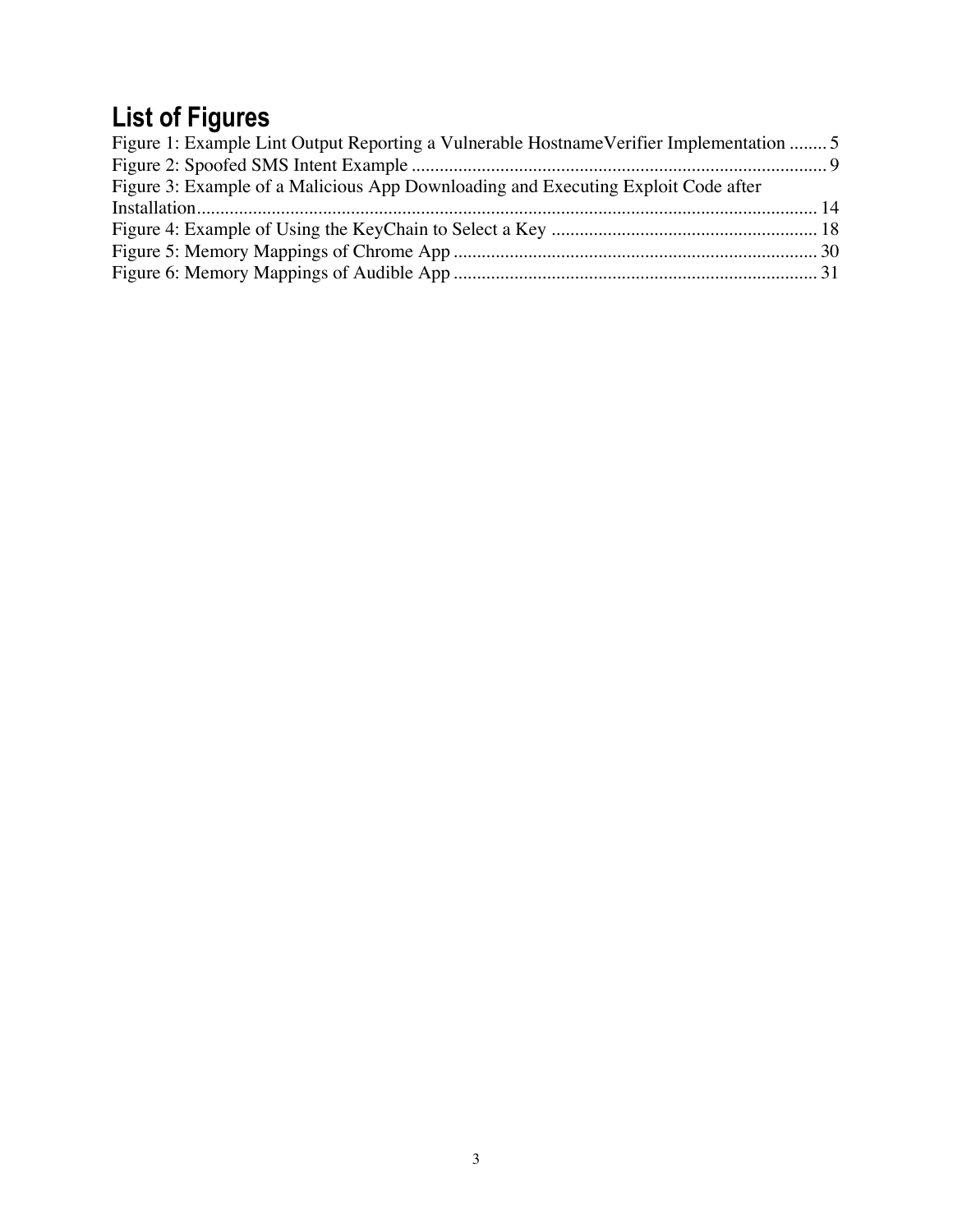## List of Figures

Figure 1: Example Lint Output Reporting a Vulnerable HostnameVerifier Implementation ........ 5
Figure 2: Spoofed SMS Intent Example ........................................................................................ 9
Figure 3: Example of a Malicious App Downloading and Executing Exploit Code after Installation.................................................................................................................................... 14
Figure 4: Example of Using the KeyChain to Select a Key ......................................................... 18
Figure 5: Memory Mappings of Chrome App ............................................................................. 30
Figure 6: Memory Mappings of Audible App ............................................................................. 31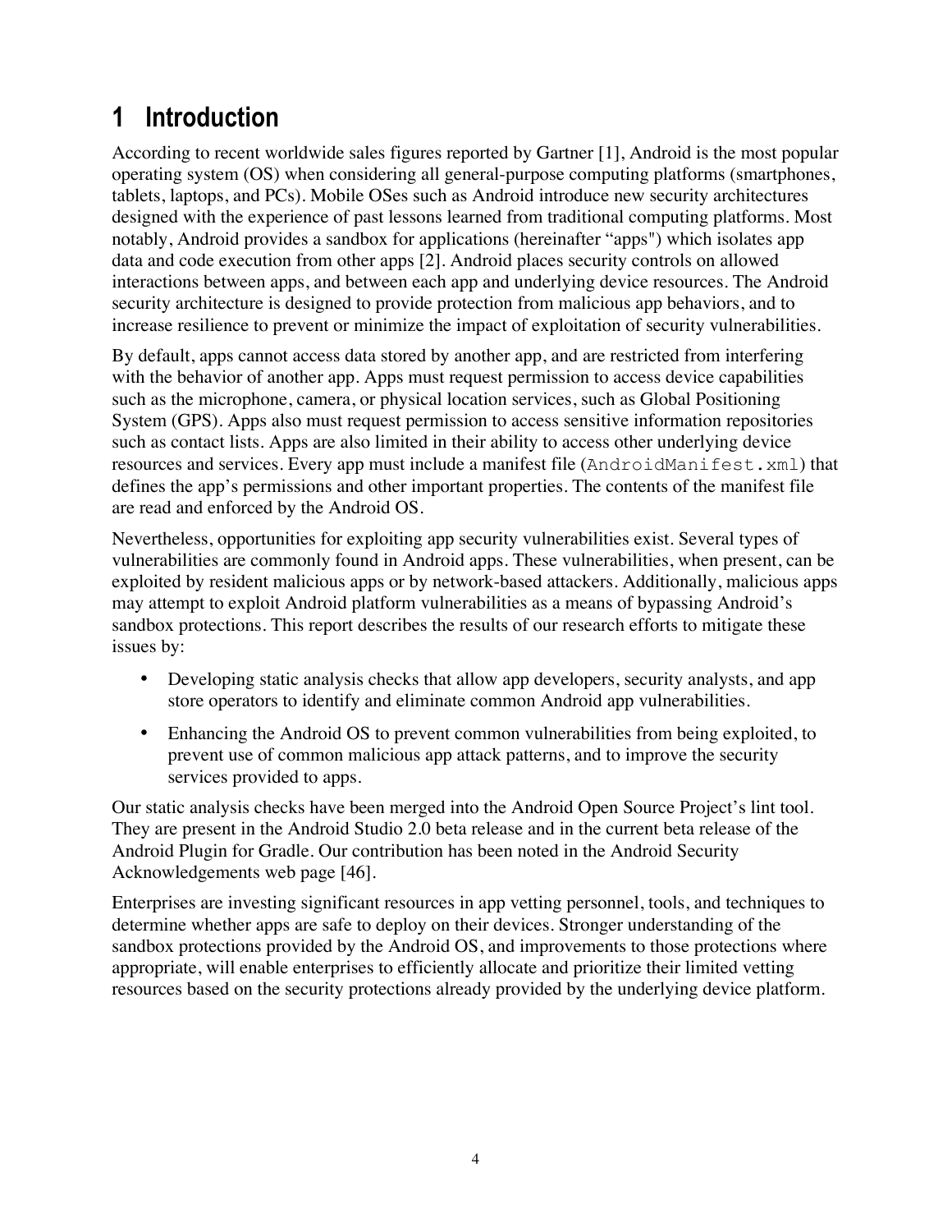# 1 Introduction

According to recent worldwide sales figures reported by Gartner [1], Android is the most popular operating system (OS) when considering all general-purpose computing platforms (smartphones, tablets, laptops, and PCs). Mobile OSes such as Android introduce new security architectures designed with the experience of past lessons learned from traditional computing platforms. Most notably, Android provides a sandbox for applications (hereinafter "apps") which isolates app data and code execution from other apps [2]. Android places security controls on allowed interactions between apps, and between each app and underlying device resources. The Android security architecture is designed to provide protection from malicious app behaviors, and to increase resilience to prevent or minimize the impact of exploitation of security vulnerabilities.

By default, apps cannot access data stored by another app, and are restricted from interfering with the behavior of another app. Apps must request permission to access device capabilities such as the microphone, camera, or physical location services, such as Global Positioning System (GPS). Apps also must request permission to access sensitive information repositories such as contact lists. Apps are also limited in their ability to access other underlying device resources and services. Every app must include a manifest file (`AndroidManifest.xml`) that defines the app's permissions and other important properties. The contents of the manifest file are read and enforced by the Android OS.

Nevertheless, opportunities for exploiting app security vulnerabilities exist. Several types of vulnerabilities are commonly found in Android apps. These vulnerabilities, when present, can be exploited by resident malicious apps or by network-based attackers. Additionally, malicious apps may attempt to exploit Android platform vulnerabilities as a means of bypassing Android's sandbox protections. This report describes the results of our research efforts to mitigate these issues by:

- Developing static analysis checks that allow app developers, security analysts, and app store operators to identify and eliminate common Android app vulnerabilities.
- Enhancing the Android OS to prevent common vulnerabilities from being exploited, to prevent use of common malicious app attack patterns, and to improve the security services provided to apps.

Our static analysis checks have been merged into the Android Open Source Project's lint tool. They are present in the Android Studio 2.0 beta release and in the current beta release of the Android Plugin for Gradle. Our contribution has been noted in the Android Security Acknowledgements web page [46].

Enterprises are investing significant resources in app vetting personnel, tools, and techniques to determine whether apps are safe to deploy on their devices. Stronger understanding of the sandbox protections provided by the Android OS, and improvements to those protections where appropriate, will enable enterprises to efficiently allocate and prioritize their limited vetting resources based on the security protections already provided by the underlying device platform.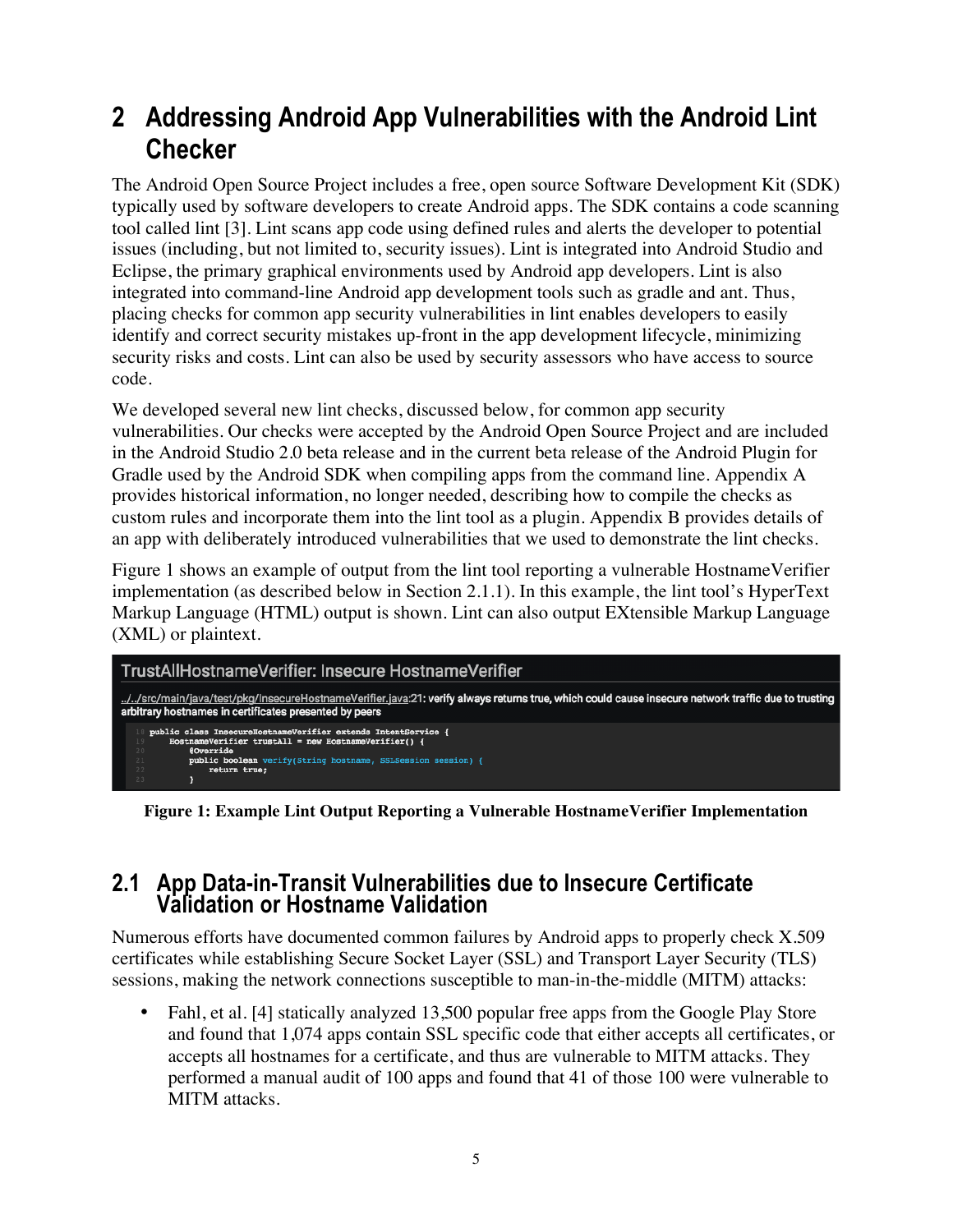# 2 Addressing Android App Vulnerabilities with the Android Lint Checker

The Android Open Source Project includes a free, open source Software Development Kit (SDK) typically used by software developers to create Android apps. The SDK contains a code scanning tool called lint [3]. Lint scans app code using defined rules and alerts the developer to potential issues (including, but not limited to, security issues). Lint is integrated into Android Studio and Eclipse, the primary graphical environments used by Android app developers. Lint is also integrated into command-line Android app development tools such as gradle and ant. Thus, placing checks for common app security vulnerabilities in lint enables developers to easily identify and correct security mistakes up-front in the app development lifecycle, minimizing security risks and costs. Lint can also be used by security assessors who have access to source code.

We developed several new lint checks, discussed below, for common app security vulnerabilities. Our checks were accepted by the Android Open Source Project and are included in the Android Studio 2.0 beta release and in the current beta release of the Android Plugin for Gradle used by the Android SDK when compiling apps from the command line. Appendix A provides historical information, no longer needed, describing how to compile the checks as custom rules and incorporate them into the lint tool as a plugin. Appendix B provides details of an app with deliberately introduced vulnerabilities that we used to demonstrate the lint checks.

Figure 1 shows an example of output from the lint tool reporting a vulnerable HostnameVerifier implementation (as described below in Section 2.1.1). In this example, the lint tool's HyperText Markup Language (HTML) output is shown. Lint can also output EXtensible Markup Language (XML) or plaintext.

**TrustAllHostnameVerifier: Insecure HostnameVerifier**

../../src/main/java/test/pkg/InsecureHostnameVerifier.java:21: verify always returns true, which could cause insecure network traffic due to trusting arbitrary hostnames in certificates presented by peers

```
18  public class InsecureHostnameVerifier extends IntentService {
19      HostnameVerifier trustAll = new HostnameVerifier() {
20          @Override
21          public boolean verify(String hostname, SSLSession session) {
22              return true;
23          }
```

**Figure 1: Example Lint Output Reporting a Vulnerable HostnameVerifier Implementation**

## 2.1 App Data-in-Transit Vulnerabilities due to Insecure Certificate Validation or Hostname Validation

Numerous efforts have documented common failures by Android apps to properly check X.509 certificates while establishing Secure Socket Layer (SSL) and Transport Layer Security (TLS) sessions, making the network connections susceptible to man-in-the-middle (MITM) attacks:

- Fahl, et al. [4] statically analyzed 13,500 popular free apps from the Google Play Store and found that 1,074 apps contain SSL specific code that either accepts all certificates, or accepts all hostnames for a certificate, and thus are vulnerable to MITM attacks. They performed a manual audit of 100 apps and found that 41 of those 100 were vulnerable to MITM attacks.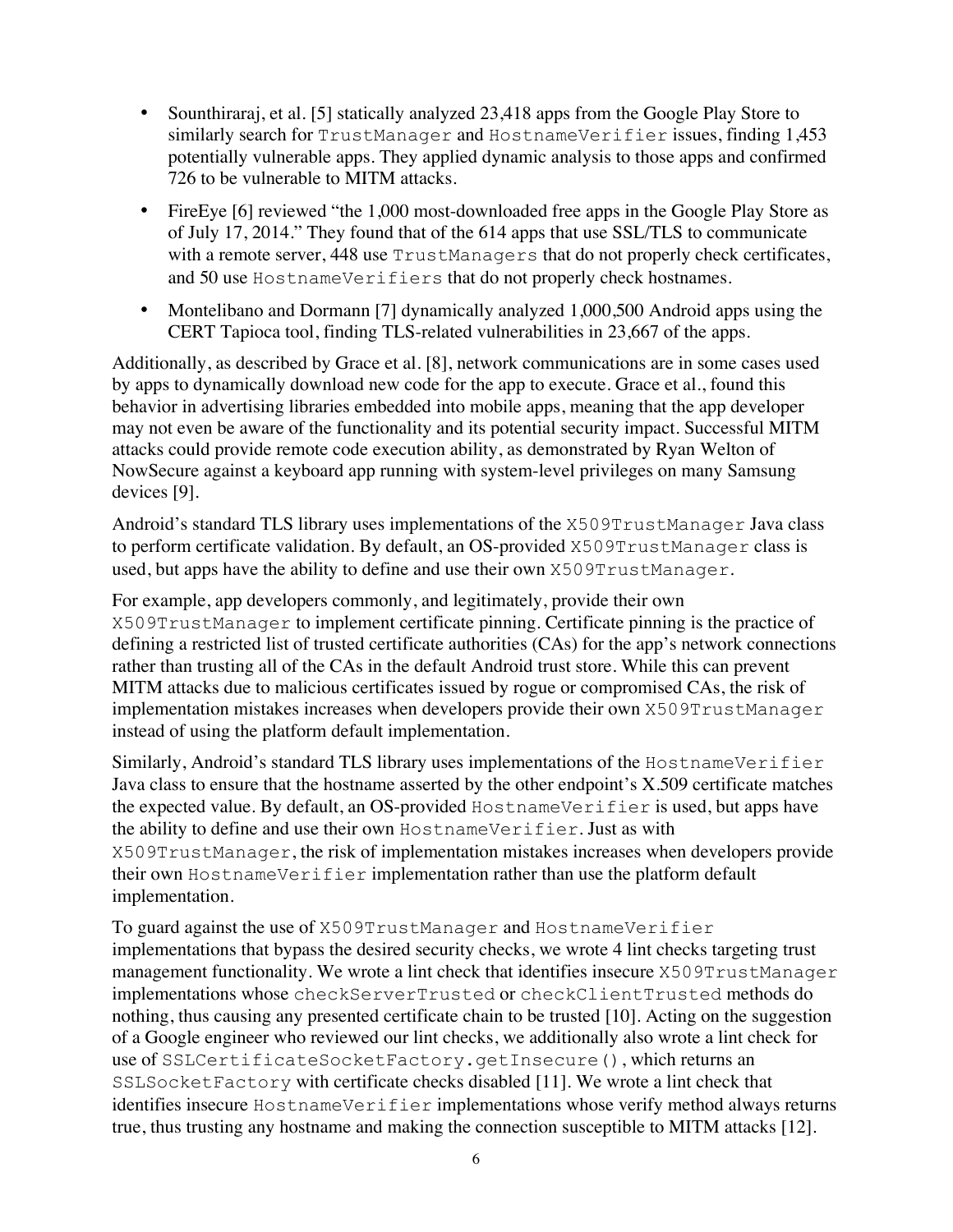- Sounthiraraj, et al. [5] statically analyzed 23,418 apps from the Google Play Store to similarly search for `TrustManager` and `HostnameVerifier` issues, finding 1,453 potentially vulnerable apps. They applied dynamic analysis to those apps and confirmed 726 to be vulnerable to MITM attacks.
- FireEye [6] reviewed "the 1,000 most-downloaded free apps in the Google Play Store as of July 17, 2014." They found that of the 614 apps that use SSL/TLS to communicate with a remote server, 448 use `TrustManagers` that do not properly check certificates, and 50 use `HostnameVerifiers` that do not properly check hostnames.
- Montelibano and Dormann [7] dynamically analyzed 1,000,500 Android apps using the CERT Tapioca tool, finding TLS-related vulnerabilities in 23,667 of the apps.

Additionally, as described by Grace et al. [8], network communications are in some cases used by apps to dynamically download new code for the app to execute. Grace et al., found this behavior in advertising libraries embedded into mobile apps, meaning that the app developer may not even be aware of the functionality and its potential security impact. Successful MITM attacks could provide remote code execution ability, as demonstrated by Ryan Welton of NowSecure against a keyboard app running with system-level privileges on many Samsung devices [9].

Android's standard TLS library uses implementations of the `X509TrustManager` Java class to perform certificate validation. By default, an OS-provided `X509TrustManager` class is used, but apps have the ability to define and use their own `X509TrustManager`.

For example, app developers commonly, and legitimately, provide their own `X509TrustManager` to implement certificate pinning. Certificate pinning is the practice of defining a restricted list of trusted certificate authorities (CAs) for the app's network connections rather than trusting all of the CAs in the default Android trust store. While this can prevent MITM attacks due to malicious certificates issued by rogue or compromised CAs, the risk of implementation mistakes increases when developers provide their own `X509TrustManager` instead of using the platform default implementation.

Similarly, Android's standard TLS library uses implementations of the `HostnameVerifier` Java class to ensure that the hostname asserted by the other endpoint's X.509 certificate matches the expected value. By default, an OS-provided `HostnameVerifier` is used, but apps have the ability to define and use their own `HostnameVerifier`. Just as with `X509TrustManager`, the risk of implementation mistakes increases when developers provide their own `HostnameVerifier` implementation rather than use the platform default implementation.

To guard against the use of `X509TrustManager` and `HostnameVerifier` implementations that bypass the desired security checks, we wrote 4 lint checks targeting trust management functionality. We wrote a lint check that identifies insecure `X509TrustManager` implementations whose `checkServerTrusted` or `checkClientTrusted` methods do nothing, thus causing any presented certificate chain to be trusted [10]. Acting on the suggestion of a Google engineer who reviewed our lint checks, we additionally also wrote a lint check for use of `SSLCertificateSocketFactory.getInsecure()`, which returns an `SSLSocketFactory` with certificate checks disabled [11]. We wrote a lint check that identifies insecure `HostnameVerifier` implementations whose verify method always returns true, thus trusting any hostname and making the connection susceptible to MITM attacks [12].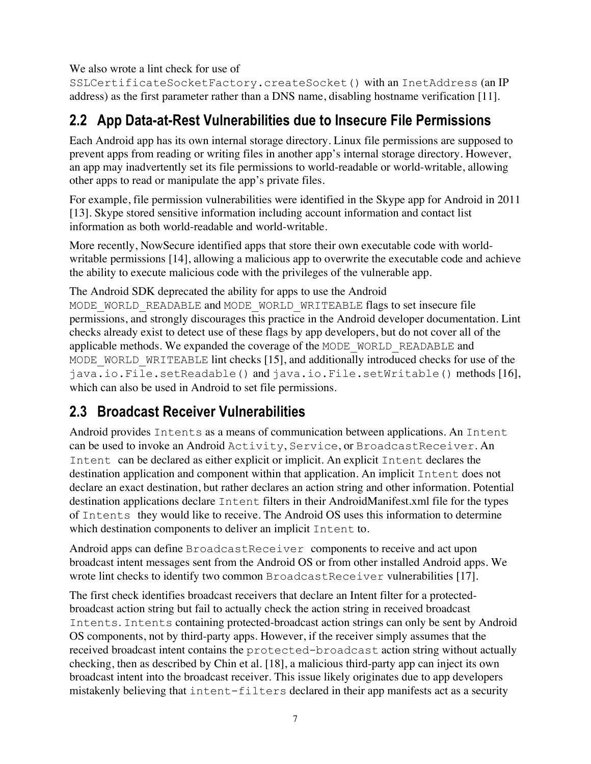We also wrote a lint check for use of `SSLCertificateSocketFactory.createSocket()` with an `InetAddress` (an IP address) as the first parameter rather than a DNS name, disabling hostname verification [11].

## 2.2 App Data-at-Rest Vulnerabilities due to Insecure File Permissions

Each Android app has its own internal storage directory. Linux file permissions are supposed to prevent apps from reading or writing files in another app's internal storage directory. However, an app may inadvertently set its file permissions to world-readable or world-writable, allowing other apps to read or manipulate the app's private files.

For example, file permission vulnerabilities were identified in the Skype app for Android in 2011 [13]. Skype stored sensitive information including account information and contact list information as both world-readable and world-writable.

More recently, NowSecure identified apps that store their own executable code with world-writable permissions [14], allowing a malicious app to overwrite the executable code and achieve the ability to execute malicious code with the privileges of the vulnerable app.

The Android SDK deprecated the ability for apps to use the Android `MODE_WORLD_READABLE` and `MODE_WORLD_WRITEABLE` flags to set insecure file permissions, and strongly discourages this practice in the Android developer documentation. Lint checks already exist to detect use of these flags by app developers, but do not cover all of the applicable methods. We expanded the coverage of the `MODE_WORLD_READABLE` and `MODE_WORLD_WRITEABLE` lint checks [15], and additionally introduced checks for use of the `java.io.File.setReadable()` and `java.io.File.setWritable()` methods [16], which can also be used in Android to set file permissions.

## 2.3 Broadcast Receiver Vulnerabilities

Android provides `Intents` as a means of communication between applications. An `Intent` can be used to invoke an Android `Activity`, `Service`, or `BroadcastReceiver`. An `Intent` can be declared as either explicit or implicit. An explicit `Intent` declares the destination application and component within that application. An implicit `Intent` does not declare an exact destination, but rather declares an action string and other information. Potential destination applications declare `Intent` filters in their AndroidManifest.xml file for the types of `Intents` they would like to receive. The Android OS uses this information to determine which destination components to deliver an implicit `Intent` to.

Android apps can define `BroadcastReceiver` components to receive and act upon broadcast intent messages sent from the Android OS or from other installed Android apps. We wrote lint checks to identify two common `BroadcastReceiver` vulnerabilities [17].

The first check identifies broadcast receivers that declare an Intent filter for a protected-broadcast action string but fail to actually check the action string in received broadcast `Intents`. `Intents` containing protected-broadcast action strings can only be sent by Android OS components, not by third-party apps. However, if the receiver simply assumes that the received broadcast intent contains the `protected-broadcast` action string without actually checking, then as described by Chin et al. [18], a malicious third-party app can inject its own broadcast intent into the broadcast receiver. This issue likely originates due to app developers mistakenly believing that `intent-filters` declared in their app manifests act as a security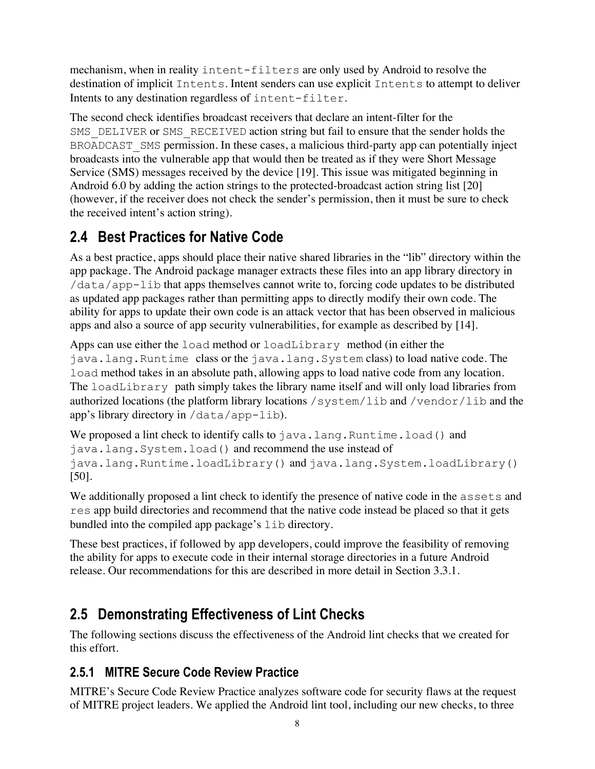mechanism, when in reality `intent-filters` are only used by Android to resolve the destination of implicit `Intents`. Intent senders can use explicit `Intents` to attempt to deliver Intents to any destination regardless of `intent-filter`.

The second check identifies broadcast receivers that declare an intent-filter for the `SMS_DELIVER` or `SMS_RECEIVED` action string but fail to ensure that the sender holds the `BROADCAST_SMS` permission. In these cases, a malicious third-party app can potentially inject broadcasts into the vulnerable app that would then be treated as if they were Short Message Service (SMS) messages received by the device [19]. This issue was mitigated beginning in Android 6.0 by adding the action strings to the protected-broadcast action string list [20] (however, if the receiver does not check the sender's permission, then it must be sure to check the received intent's action string).

## 2.4 Best Practices for Native Code

As a best practice, apps should place their native shared libraries in the "lib" directory within the app package. The Android package manager extracts these files into an app library directory in `/data/app-lib` that apps themselves cannot write to, forcing code updates to be distributed as updated app packages rather than permitting apps to directly modify their own code. The ability for apps to update their own code is an attack vector that has been observed in malicious apps and also a source of app security vulnerabilities, for example as described by [14].

Apps can use either the `load` method or `loadLibrary` method (in either the `java.lang.Runtime` class or the `java.lang.System` class) to load native code. The `load` method takes in an absolute path, allowing apps to load native code from any location. The `loadLibrary` path simply takes the library name itself and will only load libraries from authorized locations (the platform library locations `/system/lib` and `/vendor/lib` and the app's library directory in `/data/app-lib`).

We proposed a lint check to identify calls to `java.lang.Runtime.load()` and `java.lang.System.load()` and recommend the use instead of `java.lang.Runtime.loadLibrary()` and `java.lang.System.loadLibrary()` [50].

We additionally proposed a lint check to identify the presence of native code in the `assets` and `res` app build directories and recommend that the native code instead be placed so that it gets bundled into the compiled app package's `lib` directory.

These best practices, if followed by app developers, could improve the feasibility of removing the ability for apps to execute code in their internal storage directories in a future Android release. Our recommendations for this are described in more detail in Section 3.3.1.

## 2.5 Demonstrating Effectiveness of Lint Checks

The following sections discuss the effectiveness of the Android lint checks that we created for this effort.

### 2.5.1 MITRE Secure Code Review Practice

MITRE's Secure Code Review Practice analyzes software code for security flaws at the request of MITRE project leaders. We applied the Android lint tool, including our new checks, to three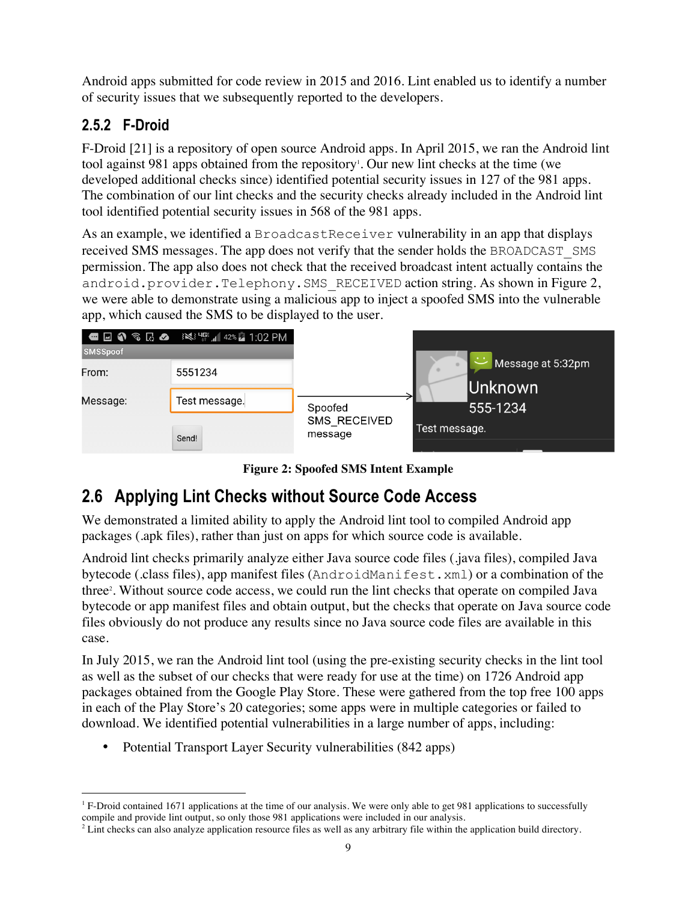Android apps submitted for code review in 2015 and 2016. Lint enabled us to identify a number of security issues that we subsequently reported to the developers.

### 2.5.2 F-Droid

F-Droid [21] is a repository of open source Android apps. In April 2015, we ran the Android lint tool against 981 apps obtained from the repository[1]. Our new lint checks at the time (we developed additional checks since) identified potential security issues in 127 of the 981 apps. The combination of our lint checks and the security checks already included in the Android lint tool identified potential security issues in 568 of the 981 apps.

As an example, we identified a `BroadcastReceiver` vulnerability in an app that displays received SMS messages. The app does not verify that the sender holds the `BROADCAST_SMS` permission. The app also does not check that the received broadcast intent actually contains the `android.provider.Telephony.SMS_RECEIVED` action string. As shown in Figure 2, we were able to demonstrate using a malicious app to inject a spoofed SMS into the vulnerable app, which caused the SMS to be displayed to the user.

**Figure 2: Spoofed SMS Intent Example**

## 2.6 Applying Lint Checks without Source Code Access

We demonstrated a limited ability to apply the Android lint tool to compiled Android app packages (.apk files), rather than just on apps for which source code is available.

Android lint checks primarily analyze either Java source code files (.java files), compiled Java bytecode (.class files), app manifest files (`AndroidManifest.xml`) or a combination of the three[2]. Without source code access, we could run the lint checks that operate on compiled Java bytecode or app manifest files and obtain output, but the checks that operate on Java source code files obviously do not produce any results since no Java source code files are available in this case.

In July 2015, we ran the Android lint tool (using the pre-existing security checks in the lint tool as well as the subset of our checks that were ready for use at the time) on 1726 Android app packages obtained from the Google Play Store. These were gathered from the top free 100 apps in each of the Play Store's 20 categories; some apps were in multiple categories or failed to download. We identified potential vulnerabilities in a large number of apps, including:

- Potential Transport Layer Security vulnerabilities (842 apps)

---

[1] F-Droid contained 1671 applications at the time of our analysis. We were only able to get 981 applications to successfully compile and provide lint output, so only those 981 applications were included in our analysis.

[2] Lint checks can also analyze application resource files as well as any arbitrary file within the application build directory.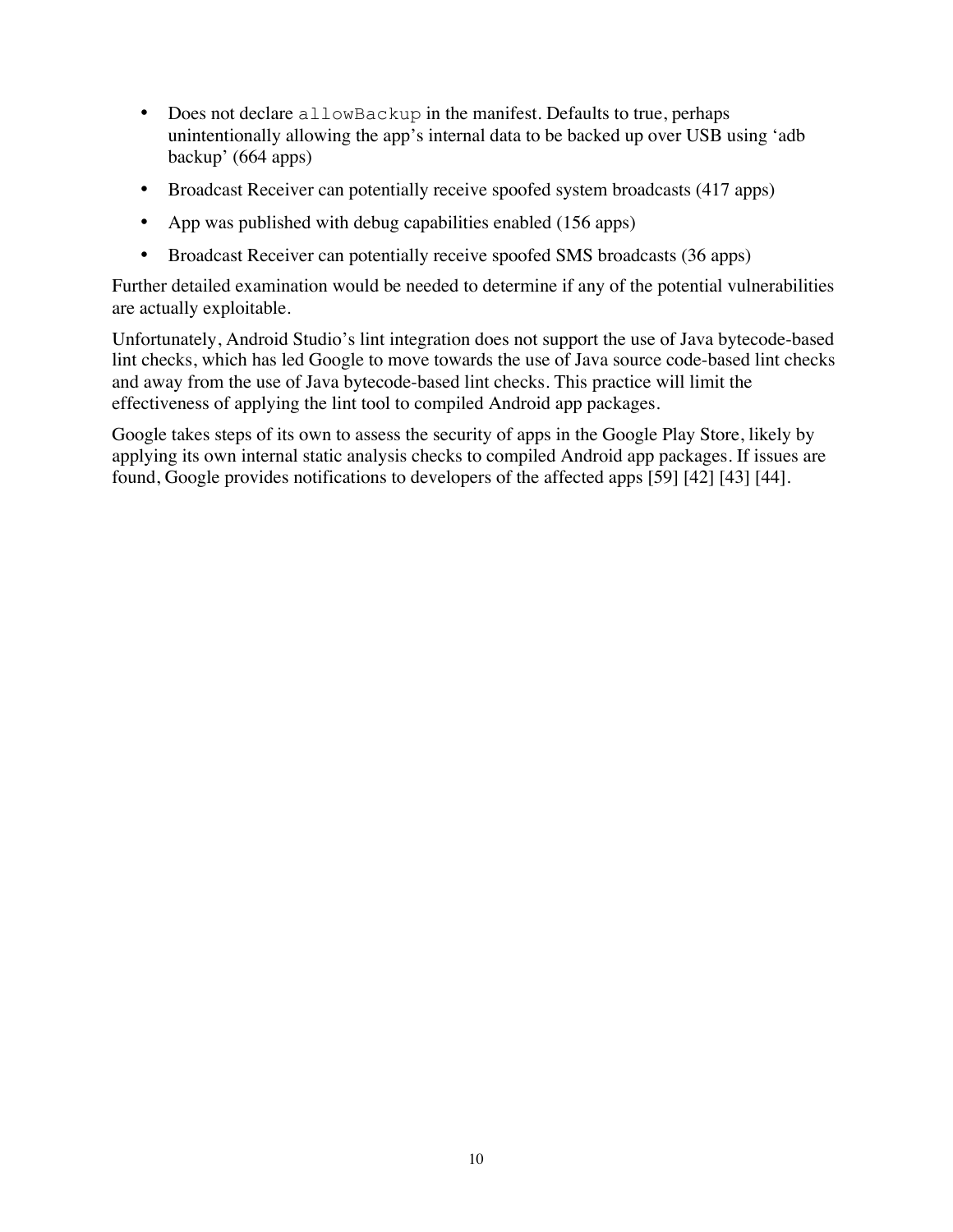- Does not declare `allowBackup` in the manifest. Defaults to true, perhaps unintentionally allowing the app's internal data to be backed up over USB using 'adb backup' (664 apps)
- Broadcast Receiver can potentially receive spoofed system broadcasts (417 apps)
- App was published with debug capabilities enabled (156 apps)
- Broadcast Receiver can potentially receive spoofed SMS broadcasts (36 apps)

Further detailed examination would be needed to determine if any of the potential vulnerabilities are actually exploitable.

Unfortunately, Android Studio's lint integration does not support the use of Java bytecode-based lint checks, which has led Google to move towards the use of Java source code-based lint checks and away from the use of Java bytecode-based lint checks. This practice will limit the effectiveness of applying the lint tool to compiled Android app packages.

Google takes steps of its own to assess the security of apps in the Google Play Store, likely by applying its own internal static analysis checks to compiled Android app packages. If issues are found, Google provides notifications to developers of the affected apps [59] [42] [43] [44].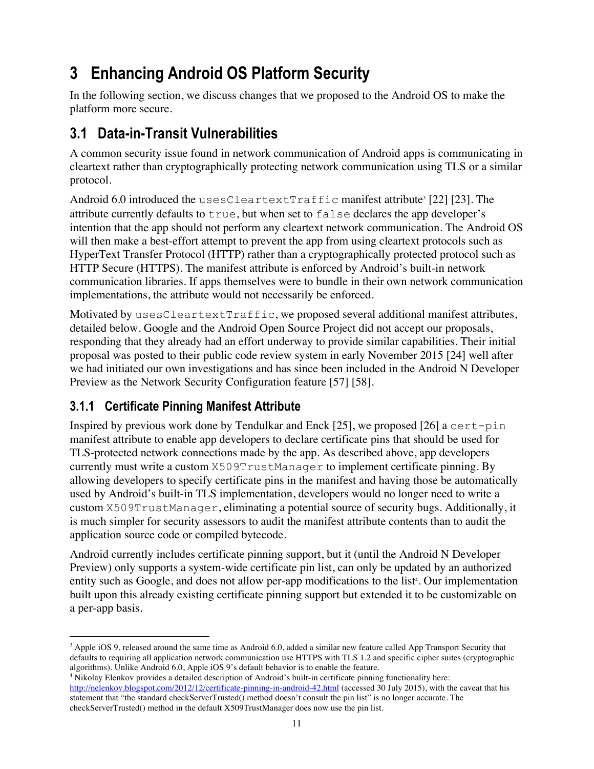# 3 Enhancing Android OS Platform Security

In the following section, we discuss changes that we proposed to the Android OS to make the platform more secure.

## 3.1 Data-in-Transit Vulnerabilities

A common security issue found in network communication of Android apps is communicating in cleartext rather than cryptographically protecting network communication using TLS or a similar protocol.

Android 6.0 introduced the `usesCleartextTraffic` manifest attribute[3] [22] [23]. The attribute currently defaults to `true`, but when set to `false` declares the app developer's intention that the app should not perform any cleartext network communication. The Android OS will then make a best-effort attempt to prevent the app from using cleartext protocols such as HyperText Transfer Protocol (HTTP) rather than a cryptographically protected protocol such as HTTP Secure (HTTPS). The manifest attribute is enforced by Android's built-in network communication libraries. If apps themselves were to bundle in their own network communication implementations, the attribute would not necessarily be enforced.

Motivated by `usesCleartextTraffic`, we proposed several additional manifest attributes, detailed below. Google and the Android Open Source Project did not accept our proposals, responding that they already had an effort underway to provide similar capabilities. Their initial proposal was posted to their public code review system in early November 2015 [24] well after we had initiated our own investigations and has since been included in the Android N Developer Preview as the Network Security Configuration feature [57] [58].

### 3.1.1 Certificate Pinning Manifest Attribute

Inspired by previous work done by Tendulkar and Enck [25], we proposed [26] a `cert-pin` manifest attribute to enable app developers to declare certificate pins that should be used for TLS-protected network connections made by the app. As described above, app developers currently must write a custom `X509TrustManager` to implement certificate pinning. By allowing developers to specify certificate pins in the manifest and having those be automatically used by Android's built-in TLS implementation, developers would no longer need to write a custom `X509TrustManager`, eliminating a potential source of security bugs. Additionally, it is much simpler for security assessors to audit the manifest attribute contents than to audit the application source code or compiled bytecode.

Android currently includes certificate pinning support, but it (until the Android N Developer Preview) only supports a system-wide certificate pin list, can only be updated by an authorized entity such as Google, and does not allow per-app modifications to the list[4]. Our implementation built upon this already existing certificate pinning support but extended it to be customizable on a per-app basis.

---

[3] Apple iOS 9, released around the same time as Android 6.0, added a similar new feature called App Transport Security that defaults to requiring all application network communication use HTTPS with TLS 1.2 and specific cipher suites (cryptographic algorithms). Unlike Android 6.0, Apple iOS 9's default behavior is to enable the feature.

[4] Nikolay Elenkov provides a detailed description of Android's built-in certificate pinning functionality here: http://nelenkov.blogspot.com/2012/12/certificate-pinning-in-android-42.html (accessed 30 July 2015), with the caveat that his statement that "the standard checkServerTrusted() method doesn't consult the pin list" is no longer accurate. The checkServerTrusted() method in the default X509TrustManager does now use the pin list.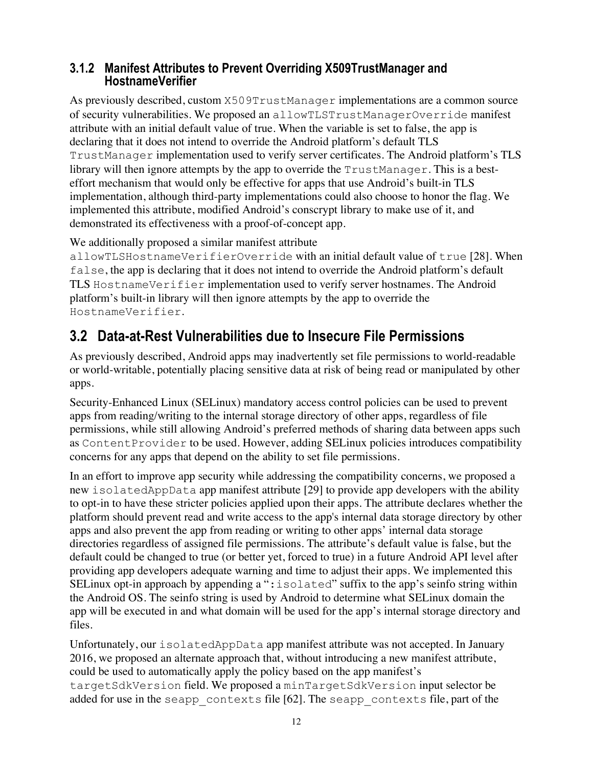### 3.1.2 Manifest Attributes to Prevent Overriding X509TrustManager and HostnameVerifier

As previously described, custom `X509TrustManager` implementations are a common source of security vulnerabilities. We proposed an `allowTLSTrustManagerOverride` manifest attribute with an initial default value of true. When the variable is set to false, the app is declaring that it does not intend to override the Android platform's default TLS `TrustManager` implementation used to verify server certificates. The Android platform's TLS library will then ignore attempts by the app to override the `TrustManager`. This is a best-effort mechanism that would only be effective for apps that use Android's built-in TLS implementation, although third-party implementations could also choose to honor the flag. We implemented this attribute, modified Android's conscrypt library to make use of it, and demonstrated its effectiveness with a proof-of-concept app.

We additionally proposed a similar manifest attribute `allowTLSHostnameVerifierOverride` with an initial default value of `true` [28]. When `false`, the app is declaring that it does not intend to override the Android platform's default TLS `HostnameVerifier` implementation used to verify server hostnames. The Android platform's built-in library will then ignore attempts by the app to override the `HostnameVerifier`.

## 3.2 Data-at-Rest Vulnerabilities due to Insecure File Permissions

As previously described, Android apps may inadvertently set file permissions to world-readable or world-writable, potentially placing sensitive data at risk of being read or manipulated by other apps.

Security-Enhanced Linux (SELinux) mandatory access control policies can be used to prevent apps from reading/writing to the internal storage directory of other apps, regardless of file permissions, while still allowing Android's preferred methods of sharing data between apps such as `ContentProvider` to be used. However, adding SELinux policies introduces compatibility concerns for any apps that depend on the ability to set file permissions.

In an effort to improve app security while addressing the compatibility concerns, we proposed a new `isolatedAppData` app manifest attribute [29] to provide app developers with the ability to opt-in to have these stricter policies applied upon their apps. The attribute declares whether the platform should prevent read and write access to the app's internal data storage directory by other apps and also prevent the app from reading or writing to other apps' internal data storage directories regardless of assigned file permissions. The attribute's default value is false, but the default could be changed to true (or better yet, forced to true) in a future Android API level after providing app developers adequate warning and time to adjust their apps. We implemented this SELinux opt-in approach by appending a "`:isolated`" suffix to the app's seinfo string within the Android OS. The seinfo string is used by Android to determine what SELinux domain the app will be executed in and what domain will be used for the app's internal storage directory and files.

Unfortunately, our `isolatedAppData` app manifest attribute was not accepted. In January 2016, we proposed an alternate approach that, without introducing a new manifest attribute, could be used to automatically apply the policy based on the app manifest's `targetSdkVersion` field. We proposed a `minTargetSdkVersion` input selector be added for use in the `seapp_contexts` file [62]. The `seapp_contexts` file, part of the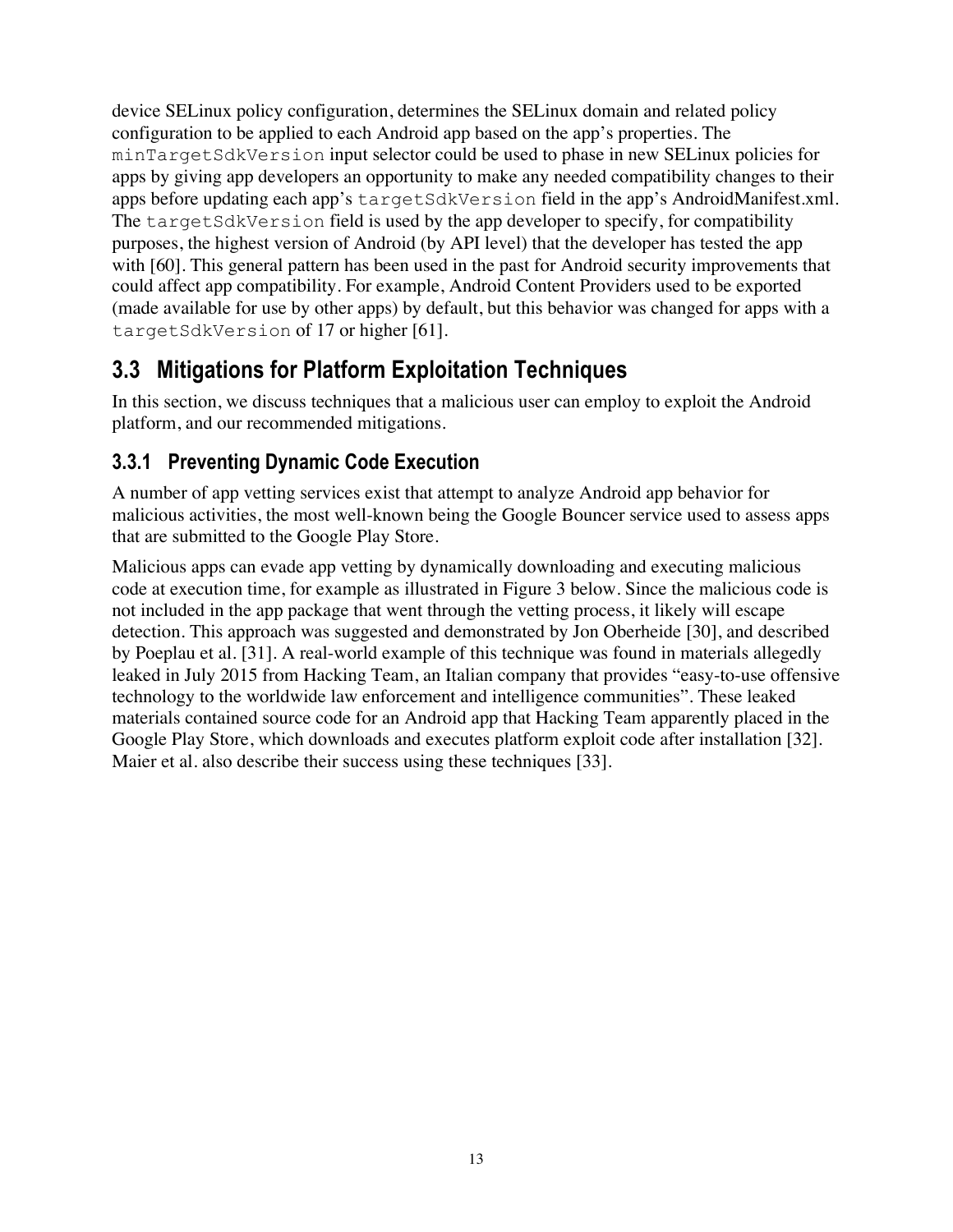device SELinux policy configuration, determines the SELinux domain and related policy configuration to be applied to each Android app based on the app's properties. The `minTargetSdkVersion` input selector could be used to phase in new SELinux policies for apps by giving app developers an opportunity to make any needed compatibility changes to their apps before updating each app's `targetSdkVersion` field in the app's AndroidManifest.xml. The `targetSdkVersion` field is used by the app developer to specify, for compatibility purposes, the highest version of Android (by API level) that the developer has tested the app with [60]. This general pattern has been used in the past for Android security improvements that could affect app compatibility. For example, Android Content Providers used to be exported (made available for use by other apps) by default, but this behavior was changed for apps with a `targetSdkVersion` of 17 or higher [61].

## 3.3 Mitigations for Platform Exploitation Techniques

In this section, we discuss techniques that a malicious user can employ to exploit the Android platform, and our recommended mitigations.

### 3.3.1 Preventing Dynamic Code Execution

A number of app vetting services exist that attempt to analyze Android app behavior for malicious activities, the most well-known being the Google Bouncer service used to assess apps that are submitted to the Google Play Store.

Malicious apps can evade app vetting by dynamically downloading and executing malicious code at execution time, for example as illustrated in Figure 3 below. Since the malicious code is not included in the app package that went through the vetting process, it likely will escape detection. This approach was suggested and demonstrated by Jon Oberheide [30], and described by Poeplau et al. [31]. A real-world example of this technique was found in materials allegedly leaked in July 2015 from Hacking Team, an Italian company that provides "easy-to-use offensive technology to the worldwide law enforcement and intelligence communities". These leaked materials contained source code for an Android app that Hacking Team apparently placed in the Google Play Store, which downloads and executes platform exploit code after installation [32]. Maier et al. also describe their success using these techniques [33].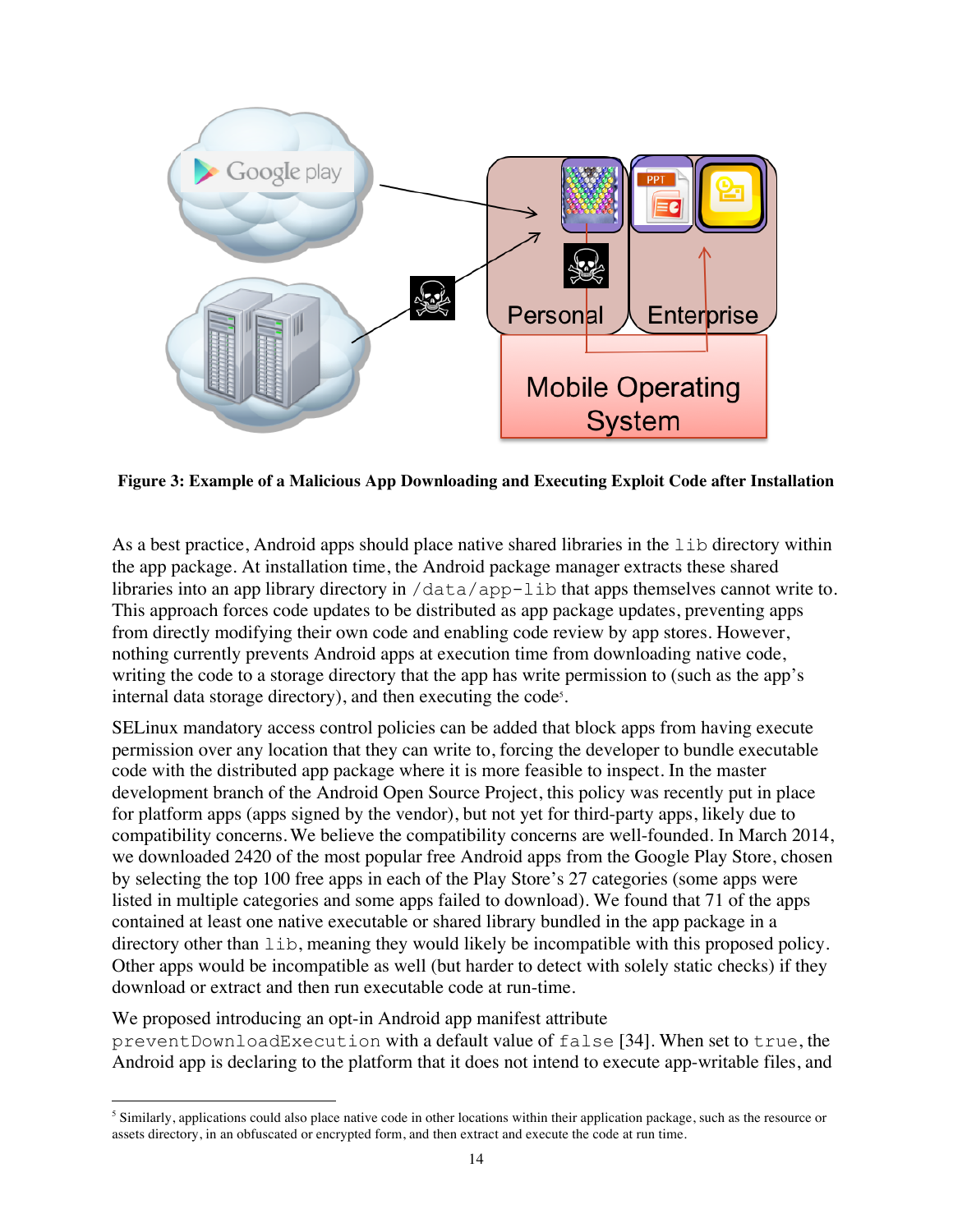**Figure 3: Example of a Malicious App Downloading and Executing Exploit Code after Installation**

As a best practice, Android apps should place native shared libraries in the `lib` directory within the app package. At installation time, the Android package manager extracts these shared libraries into an app library directory in `/data/app-lib` that apps themselves cannot write to. This approach forces code updates to be distributed as app package updates, preventing apps from directly modifying their own code and enabling code review by app stores. However, nothing currently prevents Android apps at execution time from downloading native code, writing the code to a storage directory that the app has write permission to (such as the app's internal data storage directory), and then executing the code[5].

SELinux mandatory access control policies can be added that block apps from having execute permission over any location that they can write to, forcing the developer to bundle executable code with the distributed app package where it is more feasible to inspect. In the master development branch of the Android Open Source Project, this policy was recently put in place for platform apps (apps signed by the vendor), but not yet for third-party apps, likely due to compatibility concerns. We believe the compatibility concerns are well-founded. In March 2014, we downloaded 2420 of the most popular free Android apps from the Google Play Store, chosen by selecting the top 100 free apps in each of the Play Store's 27 categories (some apps were listed in multiple categories and some apps failed to download). We found that 71 of the apps contained at least one native executable or shared library bundled in the app package in a directory other than `lib`, meaning they would likely be incompatible with this proposed policy. Other apps would be incompatible as well (but harder to detect with solely static checks) if they download or extract and then run executable code at run-time.

We proposed introducing an opt-in Android app manifest attribute `preventDownloadExecution` with a default value of `false` [34]. When set to `true`, the Android app is declaring to the platform that it does not intend to execute app-writable files, and

[5] Similarly, applications could also place native code in other locations within their application package, such as the resource or assets directory, in an obfuscated or encrypted form, and then extract and execute the code at run time.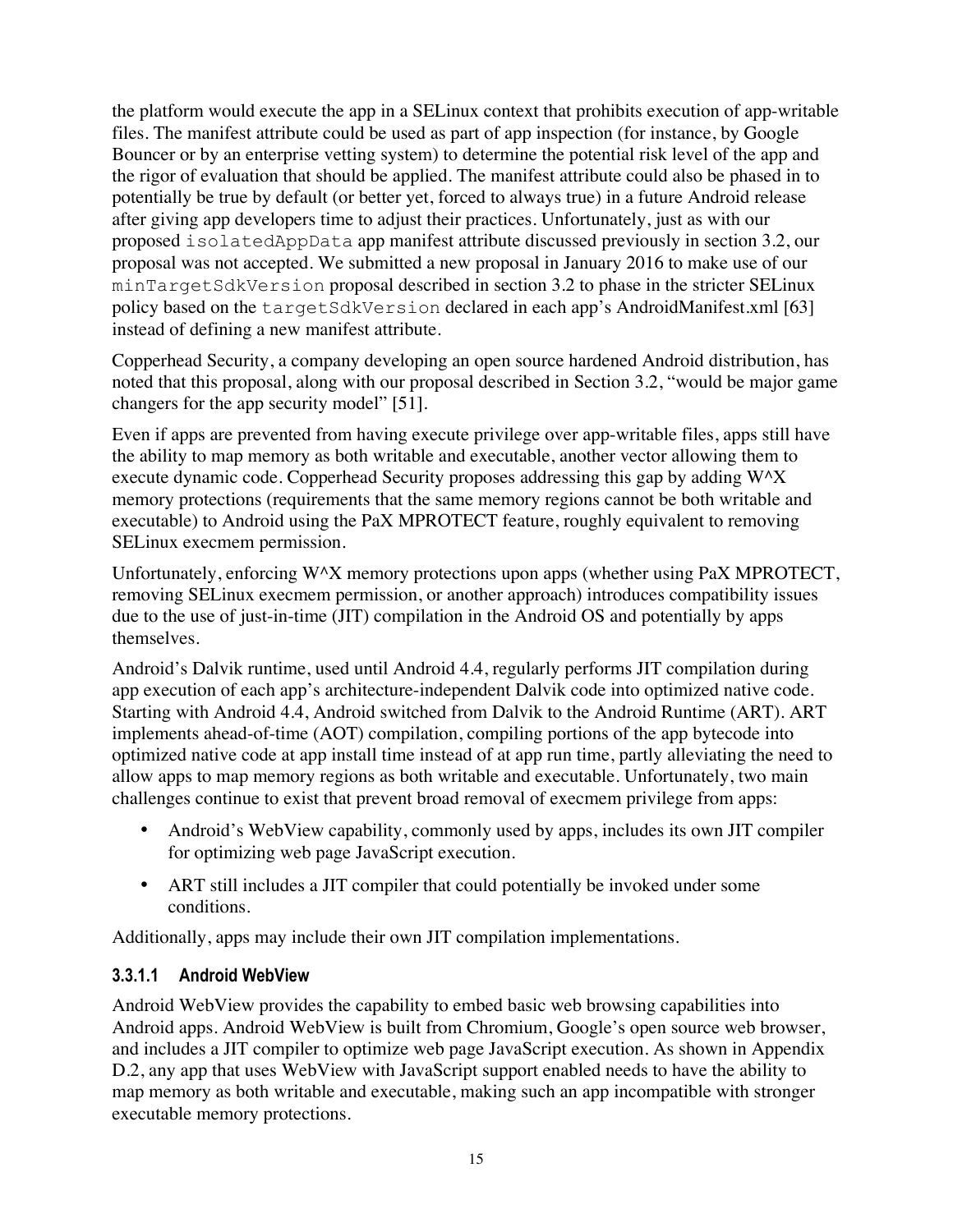the platform would execute the app in a SELinux context that prohibits execution of app-writable files. The manifest attribute could be used as part of app inspection (for instance, by Google Bouncer or by an enterprise vetting system) to determine the potential risk level of the app and the rigor of evaluation that should be applied. The manifest attribute could also be phased in to potentially be true by default (or better yet, forced to always true) in a future Android release after giving app developers time to adjust their practices. Unfortunately, just as with our proposed `isolatedAppData` app manifest attribute discussed previously in section 3.2, our proposal was not accepted. We submitted a new proposal in January 2016 to make use of our `minTargetSdkVersion` proposal described in section 3.2 to phase in the stricter SELinux policy based on the `targetSdkVersion` declared in each app's AndroidManifest.xml [63] instead of defining a new manifest attribute.

Copperhead Security, a company developing an open source hardened Android distribution, has noted that this proposal, along with our proposal described in Section 3.2, "would be major game changers for the app security model" [51].

Even if apps are prevented from having execute privilege over app-writable files, apps still have the ability to map memory as both writable and executable, another vector allowing them to execute dynamic code. Copperhead Security proposes addressing this gap by adding W^X memory protections (requirements that the same memory regions cannot be both writable and executable) to Android using the PaX MPROTECT feature, roughly equivalent to removing SELinux execmem permission.

Unfortunately, enforcing W^X memory protections upon apps (whether using PaX MPROTECT, removing SELinux execmem permission, or another approach) introduces compatibility issues due to the use of just-in-time (JIT) compilation in the Android OS and potentially by apps themselves.

Android's Dalvik runtime, used until Android 4.4, regularly performs JIT compilation during app execution of each app's architecture-independent Dalvik code into optimized native code. Starting with Android 4.4, Android switched from Dalvik to the Android Runtime (ART). ART implements ahead-of-time (AOT) compilation, compiling portions of the app bytecode into optimized native code at app install time instead of at app run time, partly alleviating the need to allow apps to map memory regions as both writable and executable. Unfortunately, two main challenges continue to exist that prevent broad removal of execmem privilege from apps:

- Android's WebView capability, commonly used by apps, includes its own JIT compiler for optimizing web page JavaScript execution.
- ART still includes a JIT compiler that could potentially be invoked under some conditions.

Additionally, apps may include their own JIT compilation implementations.

#### 3.3.1.1 Android WebView

Android WebView provides the capability to embed basic web browsing capabilities into Android apps. Android WebView is built from Chromium, Google's open source web browser, and includes a JIT compiler to optimize web page JavaScript execution. As shown in Appendix D.2, any app that uses WebView with JavaScript support enabled needs to have the ability to map memory as both writable and executable, making such an app incompatible with stronger executable memory protections.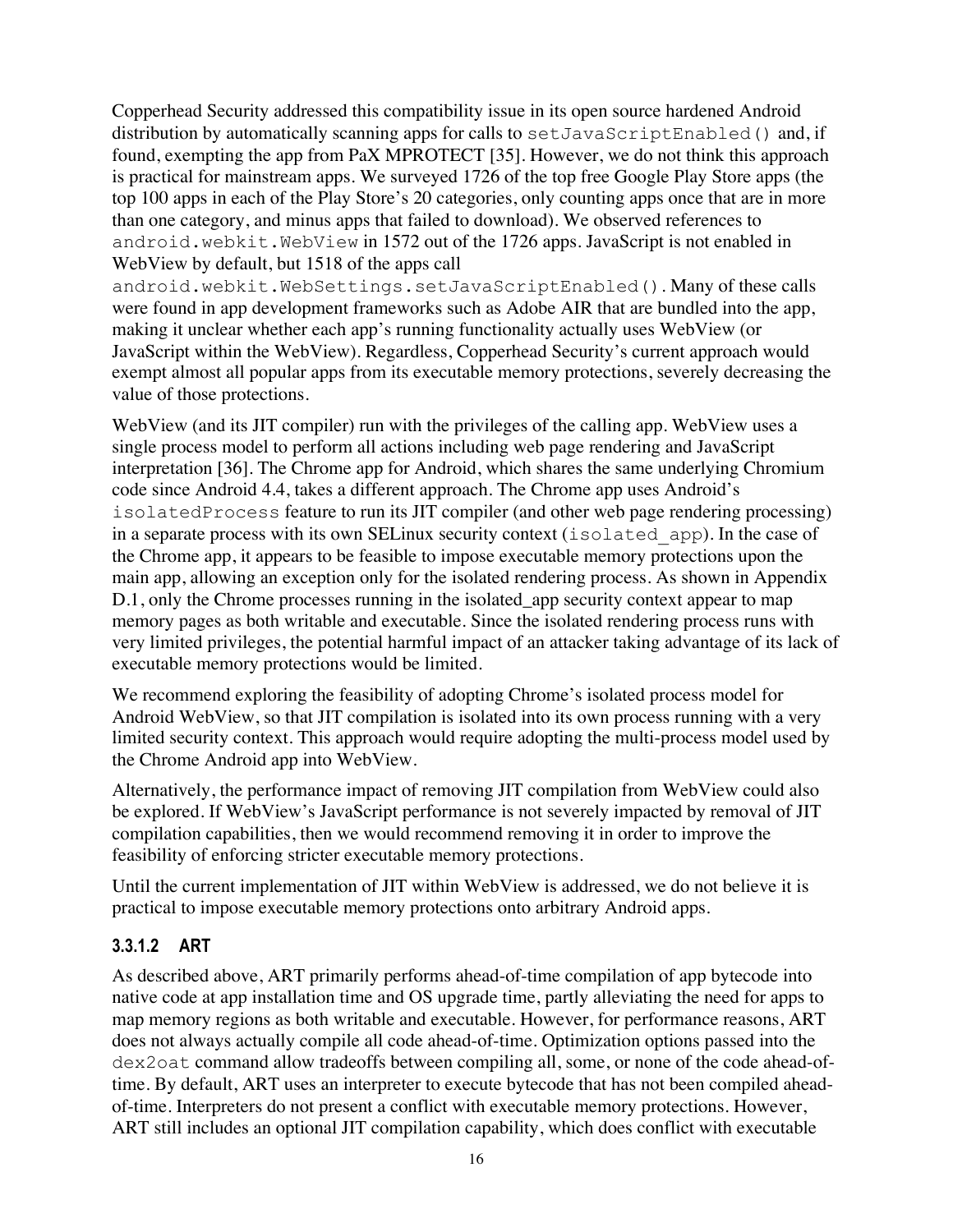Copperhead Security addressed this compatibility issue in its open source hardened Android distribution by automatically scanning apps for calls to `setJavaScriptEnabled()` and, if found, exempting the app from PaX MPROTECT [35]. However, we do not think this approach is practical for mainstream apps. We surveyed 1726 of the top free Google Play Store apps (the top 100 apps in each of the Play Store's 20 categories, only counting apps once that are in more than one category, and minus apps that failed to download). We observed references to `android.webkit.WebView` in 1572 out of the 1726 apps. JavaScript is not enabled in WebView by default, but 1518 of the apps call `android.webkit.WebSettings.setJavaScriptEnabled()`. Many of these calls were found in app development frameworks such as Adobe AIR that are bundled into the app, making it unclear whether each app's running functionality actually uses WebView (or JavaScript within the WebView). Regardless, Copperhead Security's current approach would exempt almost all popular apps from its executable memory protections, severely decreasing the value of those protections.

WebView (and its JIT compiler) run with the privileges of the calling app. WebView uses a single process model to perform all actions including web page rendering and JavaScript interpretation [36]. The Chrome app for Android, which shares the same underlying Chromium code since Android 4.4, takes a different approach. The Chrome app uses Android's `isolatedProcess` feature to run its JIT compiler (and other web page rendering processing) in a separate process with its own SELinux security context (`isolated_app`). In the case of the Chrome app, it appears to be feasible to impose executable memory protections upon the main app, allowing an exception only for the isolated rendering process. As shown in Appendix D.1, only the Chrome processes running in the isolated_app security context appear to map memory pages as both writable and executable. Since the isolated rendering process runs with very limited privileges, the potential harmful impact of an attacker taking advantage of its lack of executable memory protections would be limited.

We recommend exploring the feasibility of adopting Chrome's isolated process model for Android WebView, so that JIT compilation is isolated into its own process running with a very limited security context. This approach would require adopting the multi-process model used by the Chrome Android app into WebView.

Alternatively, the performance impact of removing JIT compilation from WebView could also be explored. If WebView's JavaScript performance is not severely impacted by removal of JIT compilation capabilities, then we would recommend removing it in order to improve the feasibility of enforcing stricter executable memory protections.

Until the current implementation of JIT within WebView is addressed, we do not believe it is practical to impose executable memory protections onto arbitrary Android apps.

#### 3.3.1.2 ART

As described above, ART primarily performs ahead-of-time compilation of app bytecode into native code at app installation time and OS upgrade time, partly alleviating the need for apps to map memory regions as both writable and executable. However, for performance reasons, ART does not always actually compile all code ahead-of-time. Optimization options passed into the `dex2oat` command allow tradeoffs between compiling all, some, or none of the code ahead-of-time. By default, ART uses an interpreter to execute bytecode that has not been compiled ahead-of-time. Interpreters do not present a conflict with executable memory protections. However, ART still includes an optional JIT compilation capability, which does conflict with executable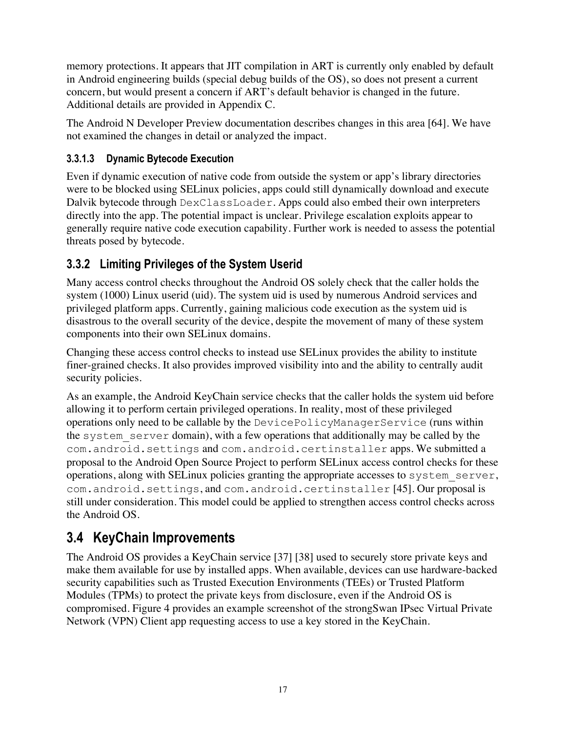memory protections. It appears that JIT compilation in ART is currently only enabled by default in Android engineering builds (special debug builds of the OS), so does not present a current concern, but would present a concern if ART's default behavior is changed in the future. Additional details are provided in Appendix C.

The Android N Developer Preview documentation describes changes in this area [64]. We have not examined the changes in detail or analyzed the impact.

#### 3.3.1.3 Dynamic Bytecode Execution

Even if dynamic execution of native code from outside the system or app's library directories were to be blocked using SELinux policies, apps could still dynamically download and execute Dalvik bytecode through `DexClassLoader`. Apps could also embed their own interpreters directly into the app. The potential impact is unclear. Privilege escalation exploits appear to generally require native code execution capability. Further work is needed to assess the potential threats posed by bytecode.

### 3.3.2 Limiting Privileges of the System Userid

Many access control checks throughout the Android OS solely check that the caller holds the system (1000) Linux userid (uid). The system uid is used by numerous Android services and privileged platform apps. Currently, gaining malicious code execution as the system uid is disastrous to the overall security of the device, despite the movement of many of these system components into their own SELinux domains.

Changing these access control checks to instead use SELinux provides the ability to institute finer-grained checks. It also provides improved visibility into and the ability to centrally audit security policies.

As an example, the Android KeyChain service checks that the caller holds the system uid before allowing it to perform certain privileged operations. In reality, most of these privileged operations only need to be callable by the `DevicePolicyManagerService` (runs within the `system_server` domain), with a few operations that additionally may be called by the `com.android.settings` and `com.android.certinstaller` apps. We submitted a proposal to the Android Open Source Project to perform SELinux access control checks for these operations, along with SELinux policies granting the appropriate accesses to `system_server`, `com.android.settings`, and `com.android.certinstaller` [45]. Our proposal is still under consideration. This model could be applied to strengthen access control checks across the Android OS.

## 3.4 KeyChain Improvements

The Android OS provides a KeyChain service [37] [38] used to securely store private keys and make them available for use by installed apps. When available, devices can use hardware-backed security capabilities such as Trusted Execution Environments (TEEs) or Trusted Platform Modules (TPMs) to protect the private keys from disclosure, even if the Android OS is compromised. Figure 4 provides an example screenshot of the strongSwan IPsec Virtual Private Network (VPN) Client app requesting access to use a key stored in the KeyChain.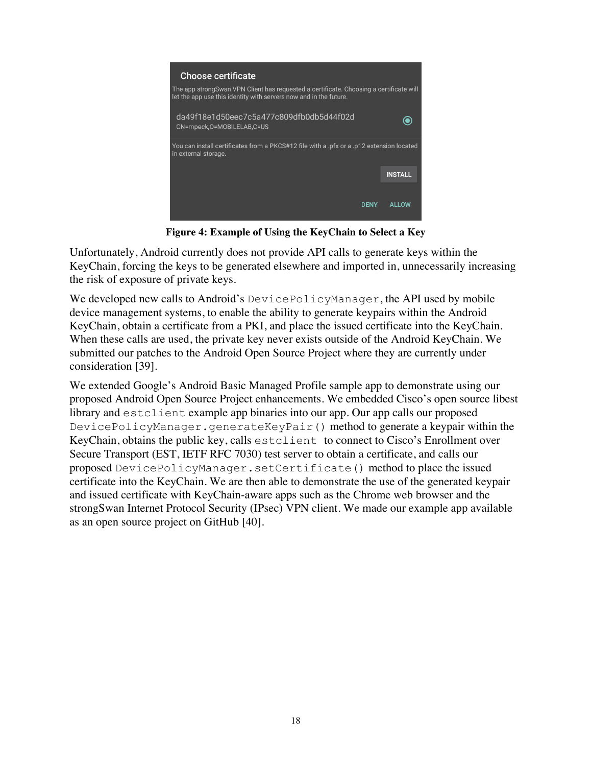**Figure 4: Example of Using the KeyChain to Select a Key**

Unfortunately, Android currently does not provide API calls to generate keys within the KeyChain, forcing the keys to be generated elsewhere and imported in, unnecessarily increasing the risk of exposure of private keys.

We developed new calls to Android's `DevicePolicyManager`, the API used by mobile device management systems, to enable the ability to generate keypairs within the Android KeyChain, obtain a certificate from a PKI, and place the issued certificate into the KeyChain. When these calls are used, the private key never exists outside of the Android KeyChain. We submitted our patches to the Android Open Source Project where they are currently under consideration [39].

We extended Google's Android Basic Managed Profile sample app to demonstrate using our proposed Android Open Source Project enhancements. We embedded Cisco's open source libest library and `estclient` example app binaries into our app. Our app calls our proposed `DevicePolicyManager.generateKeyPair()` method to generate a keypair within the KeyChain, obtains the public key, calls `estclient` to connect to Cisco's Enrollment over Secure Transport (EST, IETF RFC 7030) test server to obtain a certificate, and calls our proposed `DevicePolicyManager.setCertificate()` method to place the issued certificate into the KeyChain. We are then able to demonstrate the use of the generated keypair and issued certificate with KeyChain-aware apps such as the Chrome web browser and the strongSwan Internet Protocol Security (IPsec) VPN client. We made our example app available as an open source project on GitHub [40].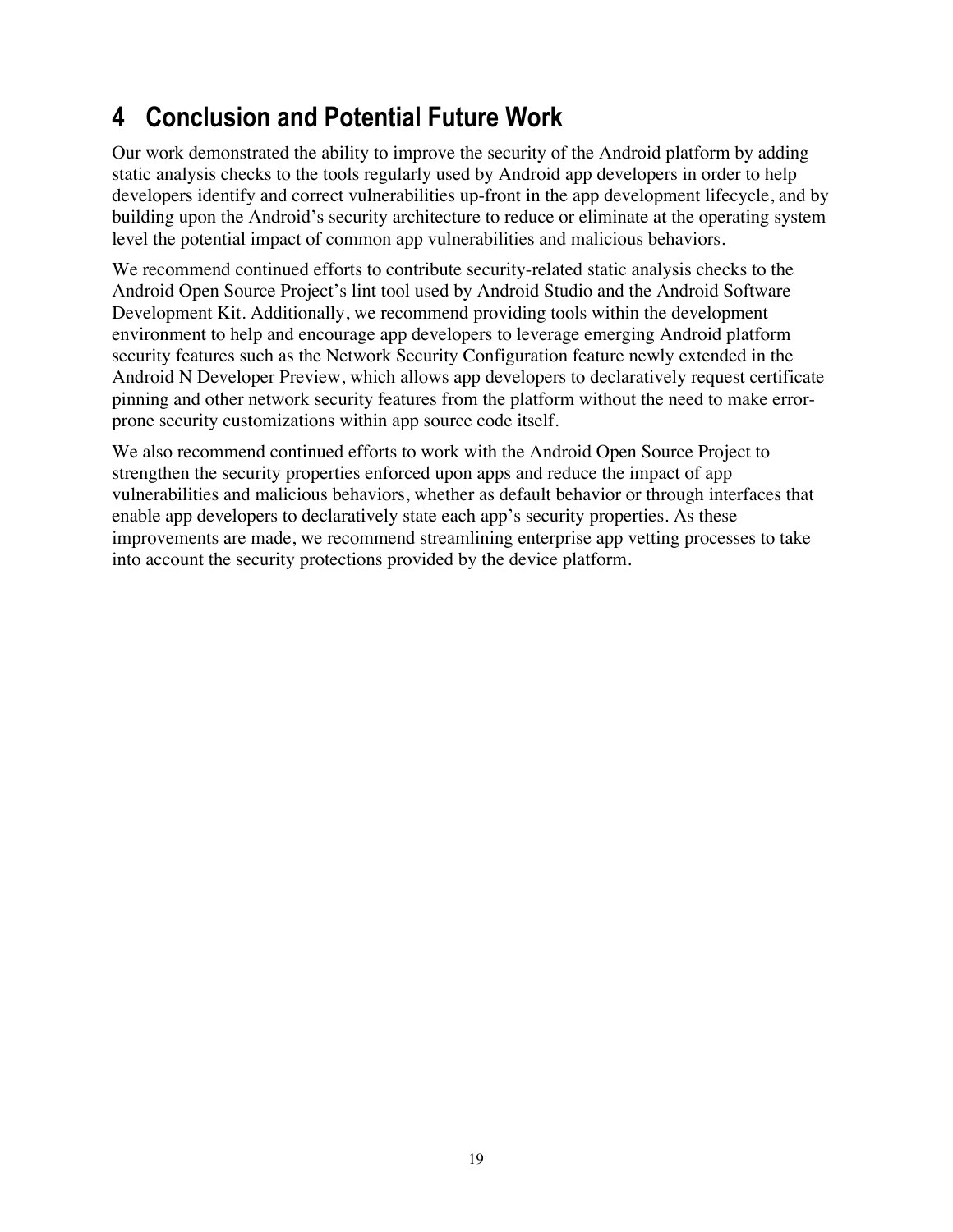# 4 Conclusion and Potential Future Work

Our work demonstrated the ability to improve the security of the Android platform by adding static analysis checks to the tools regularly used by Android app developers in order to help developers identify and correct vulnerabilities up-front in the app development lifecycle, and by building upon the Android's security architecture to reduce or eliminate at the operating system level the potential impact of common app vulnerabilities and malicious behaviors.

We recommend continued efforts to contribute security-related static analysis checks to the Android Open Source Project's lint tool used by Android Studio and the Android Software Development Kit. Additionally, we recommend providing tools within the development environment to help and encourage app developers to leverage emerging Android platform security features such as the Network Security Configuration feature newly extended in the Android N Developer Preview, which allows app developers to declaratively request certificate pinning and other network security features from the platform without the need to make error-prone security customizations within app source code itself.

We also recommend continued efforts to work with the Android Open Source Project to strengthen the security properties enforced upon apps and reduce the impact of app vulnerabilities and malicious behaviors, whether as default behavior or through interfaces that enable app developers to declaratively state each app's security properties. As these improvements are made, we recommend streamlining enterprise app vetting processes to take into account the security protections provided by the device platform.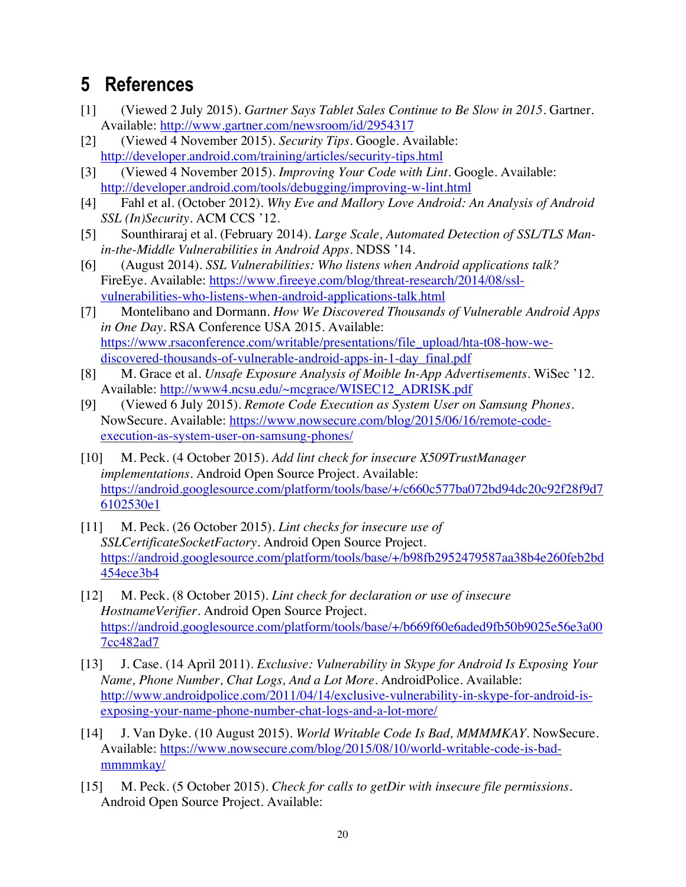# 5 References

[1] (Viewed 2 July 2015). *Gartner Says Tablet Sales Continue to Be Slow in 2015*. Gartner. Available: http://www.gartner.com/newsroom/id/2954317

[2] (Viewed 4 November 2015). *Security Tips*. Google. Available: http://developer.android.com/training/articles/security-tips.html

[3] (Viewed 4 November 2015). *Improving Your Code with Lint*. Google. Available: http://developer.android.com/tools/debugging/improving-w-lint.html

[4] Fahl et al. (October 2012). *Why Eve and Mallory Love Android: An Analysis of Android SSL (In)Security*. ACM CCS '12.

[5] Sounthiraraj et al. (February 2014). *Large Scale, Automated Detection of SSL/TLS Man-in-the-Middle Vulnerabilities in Android Apps*. NDSS '14.

[6] (August 2014). *SSL Vulnerabilities: Who listens when Android applications talk?* FireEye. Available: https://www.fireeye.com/blog/threat-research/2014/08/ssl-vulnerabilities-who-listens-when-android-applications-talk.html

[7] Montelibano and Dormann. *How We Discovered Thousands of Vulnerable Android Apps in One Day*. RSA Conference USA 2015. Available: https://www.rsaconference.com/writable/presentations/file_upload/hta-t08-how-we-discovered-thousands-of-vulnerable-android-apps-in-1-day_final.pdf

[8] M. Grace et al. *Unsafe Exposure Analysis of Moible In-App Advertisements*. WiSec '12. Available: http://www4.ncsu.edu/~mcgrace/WISEC12_ADRISK.pdf

[9] (Viewed 6 July 2015). *Remote Code Execution as System User on Samsung Phones*. NowSecure. Available: https://www.nowsecure.com/blog/2015/06/16/remote-code-execution-as-system-user-on-samsung-phones/

[10] M. Peck. (4 October 2015). *Add lint check for insecure X509TrustManager implementations*. Android Open Source Project. Available: https://android.googlesource.com/platform/tools/base/+/c660c577ba072bd94dc20c92f28f9d76102530e1

[11] M. Peck. (26 October 2015). *Lint checks for insecure use of SSLCertificateSocketFactory*. Android Open Source Project. https://android.googlesource.com/platform/tools/base/+/b98fb2952479587aa38b4e260feb2bd454ece3b4

[12] M. Peck. (8 October 2015). *Lint check for declaration or use of insecure HostnameVerifier*. Android Open Source Project. https://android.googlesource.com/platform/tools/base/+/b669f60e6aded9fb50b9025e56e3a007cc482ad7

[13] J. Case. (14 April 2011). *Exclusive: Vulnerability in Skype for Android Is Exposing Your Name, Phone Number, Chat Logs, And a Lot More*. AndroidPolice. Available: http://www.androidpolice.com/2011/04/14/exclusive-vulnerability-in-skype-for-android-is-exposing-your-name-phone-number-chat-logs-and-a-lot-more/

[14] J. Van Dyke. (10 August 2015). *World Writable Code Is Bad, MMMMKAY*. NowSecure. Available: https://www.nowsecure.com/blog/2015/08/10/world-writable-code-is-bad-mmmmkay/

[15] M. Peck. (5 October 2015). *Check for calls to getDir with insecure file permissions*. Android Open Source Project. Available: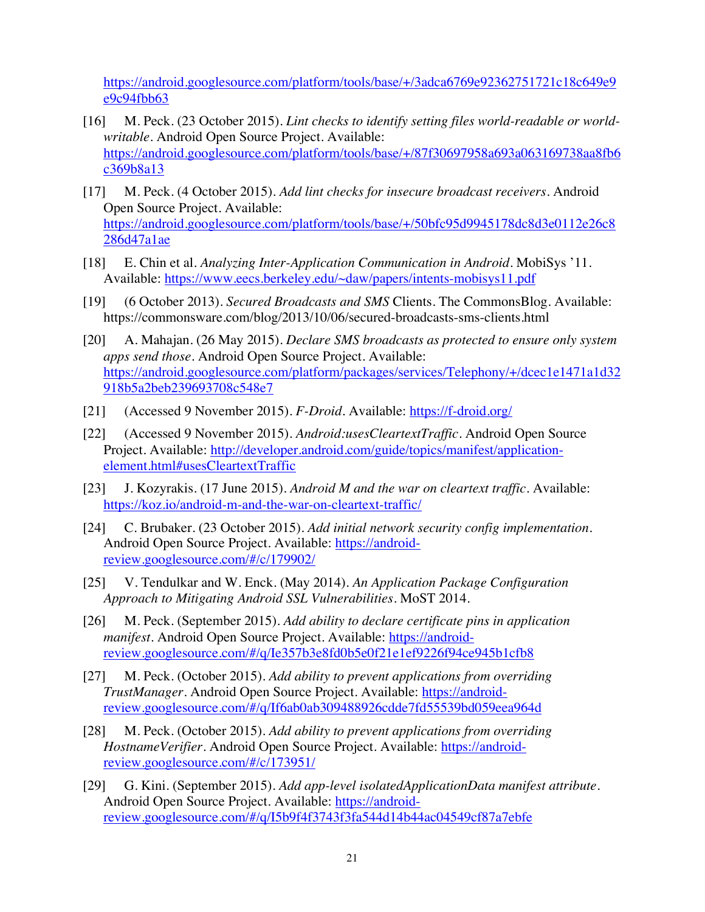https://android.googlesource.com/platform/tools/base/+/3adca6769e92362751721c18c649e9e9c94fbb63

[16] M. Peck. (23 October 2015). *Lint checks to identify setting files world-readable or world-writable*. Android Open Source Project. Available: https://android.googlesource.com/platform/tools/base/+/87f30697958a693a063169738aa8fb6c369b8a13

[17] M. Peck. (4 October 2015). *Add lint checks for insecure broadcast receivers*. Android Open Source Project. Available: https://android.googlesource.com/platform/tools/base/+/50bfc95d9945178dc8d3e0112e26c8286d47a1ae

[18] E. Chin et al. *Analyzing Inter-Application Communication in Android*. MobiSys '11. Available: https://www.eecs.berkeley.edu/~daw/papers/intents-mobisys11.pdf

[19] (6 October 2013). *Secured Broadcasts and SMS* Clients. The CommonsBlog. Available: https://commonsware.com/blog/2013/10/06/secured-broadcasts-sms-clients.html

[20] A. Mahajan. (26 May 2015). *Declare SMS broadcasts as protected to ensure only system apps send those*. Android Open Source Project. Available: https://android.googlesource.com/platform/packages/services/Telephony/+/dcec1e1471a1d32918b5a2beb239693708c548e7

[21] (Accessed 9 November 2015). *F-Droid*. Available: https://f-droid.org/

[22] (Accessed 9 November 2015). *Android:usesCleartextTraffic*. Android Open Source Project. Available: http://developer.android.com/guide/topics/manifest/application-element.html#usesCleartextTraffic

[23] J. Kozyrakis. (17 June 2015). *Android M and the war on cleartext traffic*. Available: https://koz.io/android-m-and-the-war-on-cleartext-traffic/

[24] C. Brubaker. (23 October 2015). *Add initial network security config implementation*. Android Open Source Project. Available: https://android-review.googlesource.com/#/c/179902/

[25] V. Tendulkar and W. Enck. (May 2014). *An Application Package Configuration Approach to Mitigating Android SSL Vulnerabilities*. MoST 2014.

[26] M. Peck. (September 2015). *Add ability to declare certificate pins in application manifest*. Android Open Source Project. Available: https://android-review.googlesource.com/#/q/Ie357b3e8fd0b5e0f21e1ef9226f94ce945b1cfb8

[27] M. Peck. (October 2015). *Add ability to prevent applications from overriding TrustManager*. Android Open Source Project. Available: https://android-review.googlesource.com/#/q/If6ab0ab309488926cdde7fd55539bd059eea964d

[28] M. Peck. (October 2015). *Add ability to prevent applications from overriding HostnameVerifier*. Android Open Source Project. Available: https://android-review.googlesource.com/#/c/173951/

[29] G. Kini. (September 2015). *Add app-level isolatedApplicationData manifest attribute*. Android Open Source Project. Available: https://android-review.googlesource.com/#/q/I5b9f4f3743f3fa544d14b44ac04549cf87a7ebfe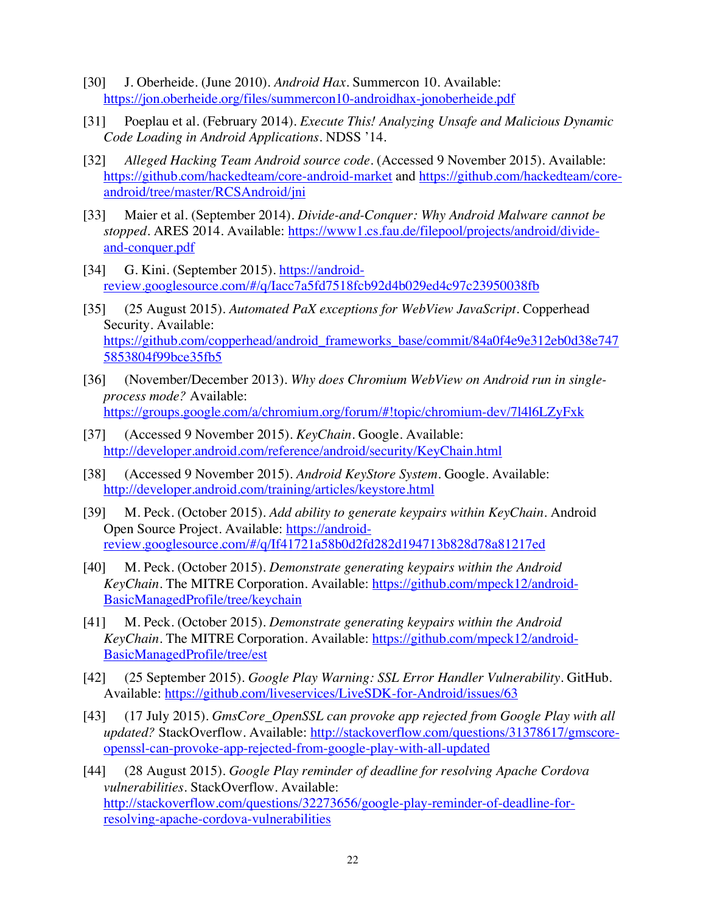[30] J. Oberheide. (June 2010). *Android Hax*. Summercon 10. Available: https://jon.oberheide.org/files/summercon10-androidhax-jonoberheide.pdf

[31] Poeplau et al. (February 2014). *Execute This! Analyzing Unsafe and Malicious Dynamic Code Loading in Android Applications*. NDSS '14.

[32] *Alleged Hacking Team Android source code*. (Accessed 9 November 2015). Available: https://github.com/hackedteam/core-android-market and https://github.com/hackedteam/core-android/tree/master/RCSAndroid/jni

[33] Maier et al. (September 2014). *Divide-and-Conquer: Why Android Malware cannot be stopped*. ARES 2014. Available: https://www1.cs.fau.de/filepool/projects/android/divide-and-conquer.pdf

[34] G. Kini. (September 2015). https://android-review.googlesource.com/#/q/Iacc7a5fd7518fcb92d4b029ed4c97c23950038fb

[35] (25 August 2015). *Automated PaX exceptions for WebView JavaScript*. Copperhead Security. Available: https://github.com/copperhead/android_frameworks_base/commit/84a0f4e9e312eb0d38e7475853804f99bce35fb5

[36] (November/December 2013). *Why does Chromium WebView on Android run in single-process mode?* Available: https://groups.google.com/a/chromium.org/forum/#!topic/chromium-dev/7l4l6LZyFxk

[37] (Accessed 9 November 2015). *KeyChain*. Google. Available: http://developer.android.com/reference/android/security/KeyChain.html

[38] (Accessed 9 November 2015). *Android KeyStore System*. Google. Available: http://developer.android.com/training/articles/keystore.html

[39] M. Peck. (October 2015). *Add ability to generate keypairs within KeyChain*. Android Open Source Project. Available: https://android-review.googlesource.com/#/q/If41721a58b0d2fd282d194713b828d78a81217ed

[40] M. Peck. (October 2015). *Demonstrate generating keypairs within the Android KeyChain*. The MITRE Corporation. Available: https://github.com/mpeck12/android-BasicManagedProfile/tree/keychain

[41] M. Peck. (October 2015). *Demonstrate generating keypairs within the Android KeyChain*. The MITRE Corporation. Available: https://github.com/mpeck12/android-BasicManagedProfile/tree/est

[42] (25 September 2015). *Google Play Warning: SSL Error Handler Vulnerability*. GitHub. Available: https://github.com/liveservices/LiveSDK-for-Android/issues/63

[43] (17 July 2015). *GmsCore_OpenSSL can provoke app rejected from Google Play with all updated?* StackOverflow. Available: http://stackoverflow.com/questions/31378617/gmscore-openssl-can-provoke-app-rejected-from-google-play-with-all-updated

[44] (28 August 2015). *Google Play reminder of deadline for resolving Apache Cordova vulnerabilities*. StackOverflow. Available: http://stackoverflow.com/questions/32273656/google-play-reminder-of-deadline-for-resolving-apache-cordova-vulnerabilities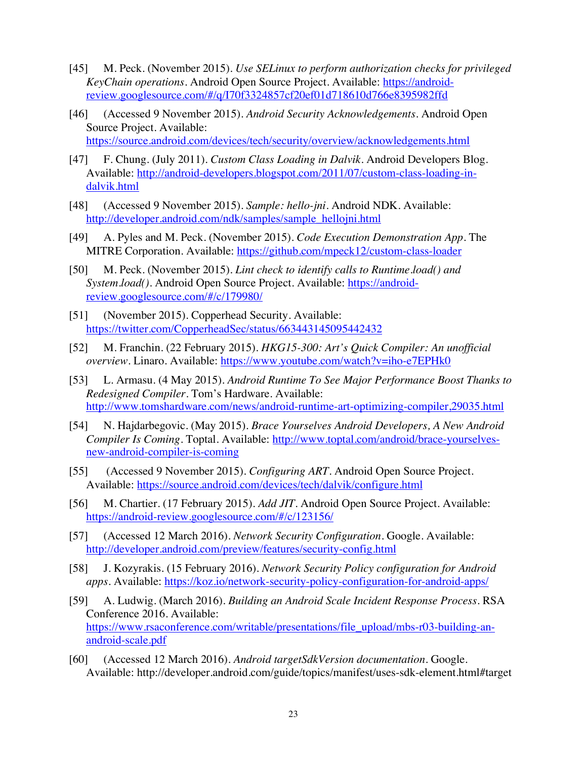[45] M. Peck. (November 2015). *Use SELinux to perform authorization checks for privileged KeyChain operations*. Android Open Source Project. Available: https://android-review.googlesource.com/#/q/I70f3324857cf20ef01d718610d766e8395982ffd

[46] (Accessed 9 November 2015). *Android Security Acknowledgements*. Android Open Source Project. Available: https://source.android.com/devices/tech/security/overview/acknowledgements.html

[47] F. Chung. (July 2011). *Custom Class Loading in Dalvik*. Android Developers Blog. Available: http://android-developers.blogspot.com/2011/07/custom-class-loading-in-dalvik.html

[48] (Accessed 9 November 2015). *Sample: hello-jni*. Android NDK. Available: http://developer.android.com/ndk/samples/sample_hellojni.html

[49] A. Pyles and M. Peck. (November 2015). *Code Execution Demonstration App*. The MITRE Corporation. Available: https://github.com/mpeck12/custom-class-loader

[50] M. Peck. (November 2015). *Lint check to identify calls to Runtime.load() and System.load()*. Android Open Source Project. Available: https://android-review.googlesource.com/#/c/179980/

[51] (November 2015). Copperhead Security. Available: https://twitter.com/CopperheadSec/status/663443145095442432

[52] M. Franchin. (22 February 2015). *HKG15-300: Art's Quick Compiler: An unofficial overview*. Linaro. Available: https://www.youtube.com/watch?v=iho-e7EPHk0

[53] L. Armasu. (4 May 2015). *Android Runtime To See Major Performance Boost Thanks to Redesigned Compiler*. Tom's Hardware. Available: http://www.tomshardware.com/news/android-runtime-art-optimizing-compiler,29035.html

[54] N. Hajdarbegovic. (May 2015). *Brace Yourselves Android Developers, A New Android Compiler Is Coming*. Toptal. Available: http://www.toptal.com/android/brace-yourselves-new-android-compiler-is-coming

[55] (Accessed 9 November 2015). *Configuring ART*. Android Open Source Project. Available: https://source.android.com/devices/tech/dalvik/configure.html

[56] M. Chartier. (17 February 2015). *Add JIT*. Android Open Source Project. Available: https://android-review.googlesource.com/#/c/123156/

[57] (Accessed 12 March 2016). *Network Security Configuration*. Google. Available: http://developer.android.com/preview/features/security-config.html

[58] J. Kozyrakis. (15 February 2016). *Network Security Policy configuration for Android apps*. Available: https://koz.io/network-security-policy-configuration-for-android-apps/

[59] A. Ludwig. (March 2016). *Building an Android Scale Incident Response Process*. RSA Conference 2016. Available: https://www.rsaconference.com/writable/presentations/file_upload/mbs-r03-building-an-android-scale.pdf

[60] (Accessed 12 March 2016). *Android targetSdkVersion documentation*. Google. Available: http://developer.android.com/guide/topics/manifest/uses-sdk-element.html#target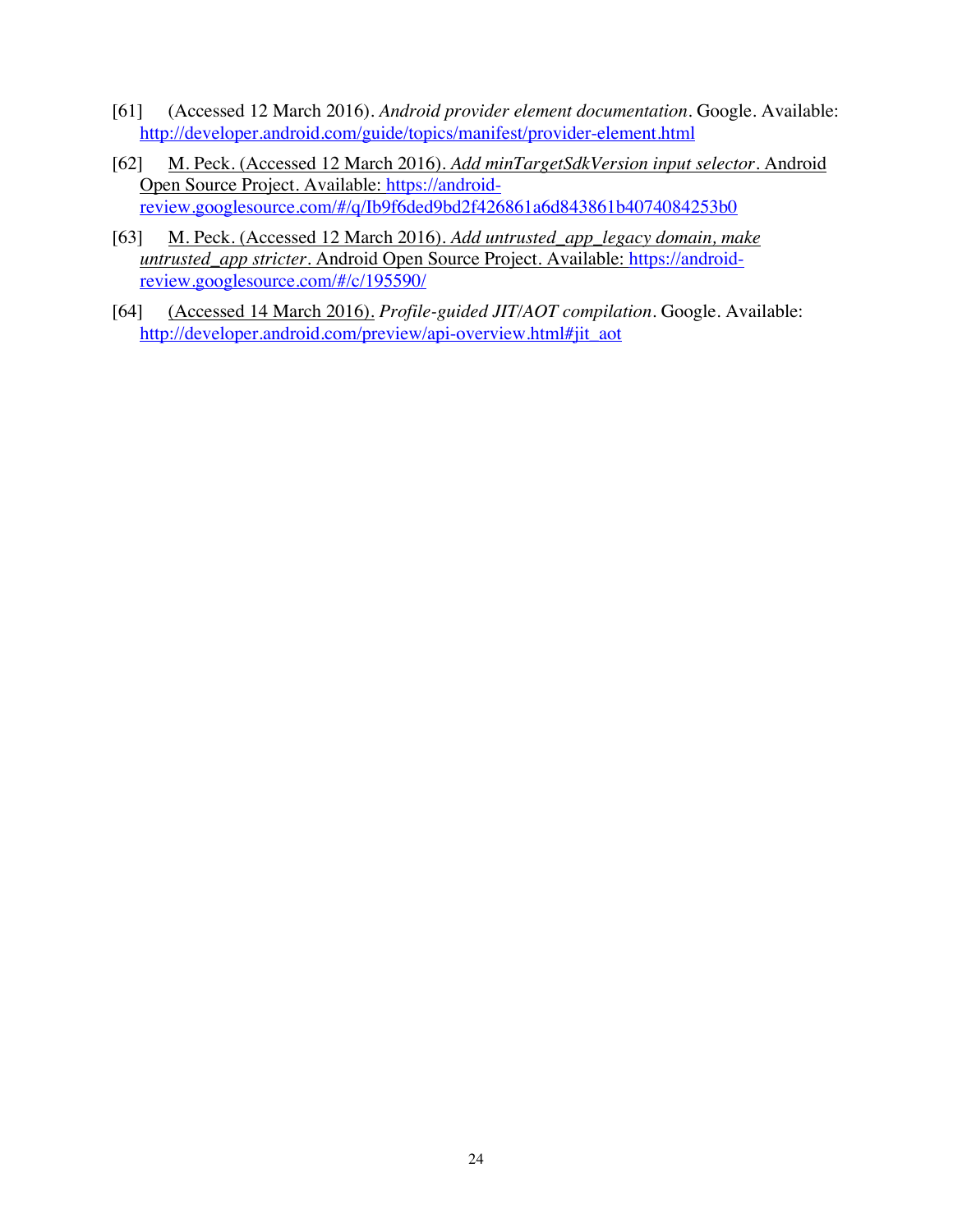[61] (Accessed 12 March 2016). *Android provider element documentation*. Google. Available: http://developer.android.com/guide/topics/manifest/provider-element.html

[62] M. Peck. (Accessed 12 March 2016). *Add minTargetSdkVersion input selector*. Android Open Source Project. Available: https://android-review.googlesource.com/#/q/Ib9f6ded9bd2f426861a6d843861b4074084253b0

[63] M. Peck. (Accessed 12 March 2016). *Add untrusted_app_legacy domain, make untrusted_app stricter*. Android Open Source Project. Available: https://android-review.googlesource.com/#/c/195590/

[64] (Accessed 14 March 2016). *Profile-guided JIT/AOT compilation*. Google. Available: http://developer.android.com/preview/api-overview.html#jit_aot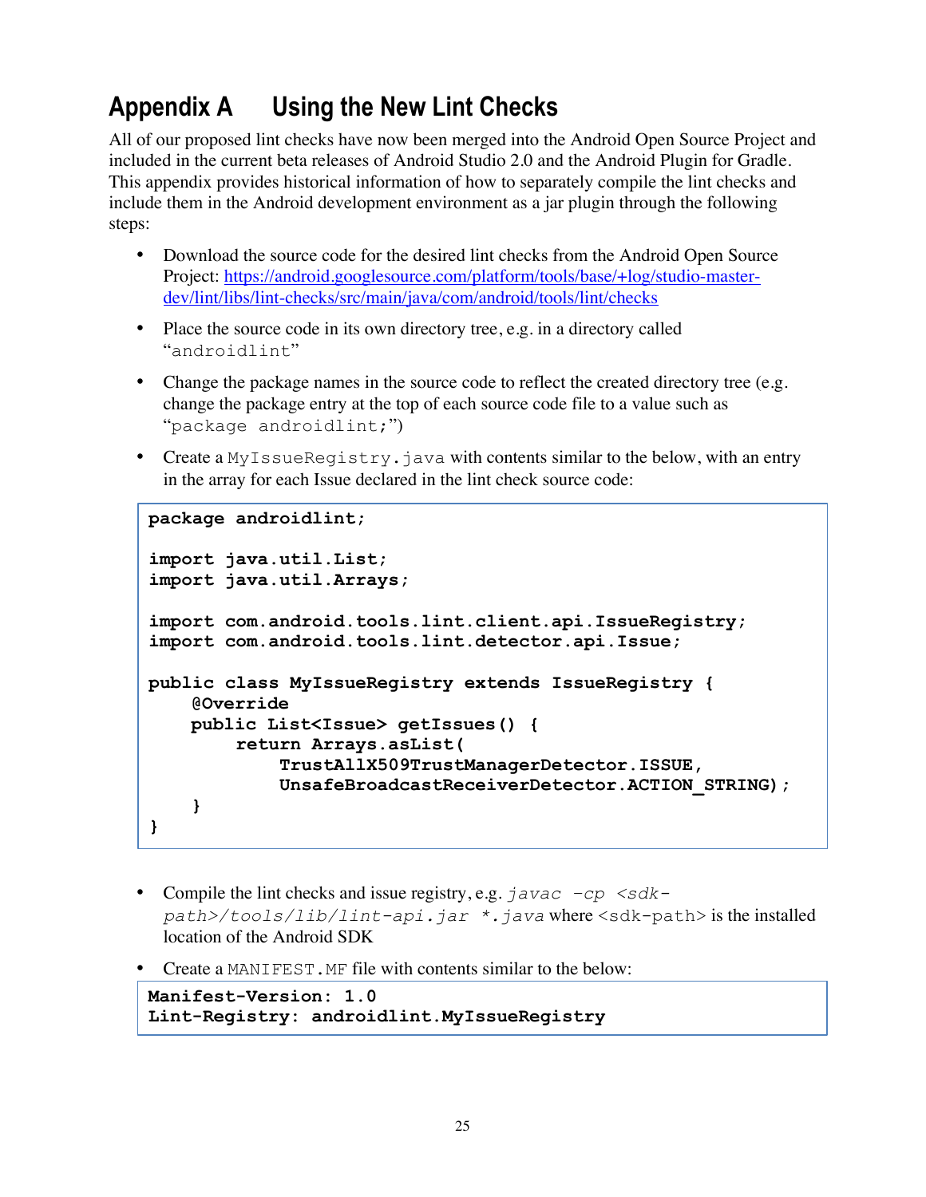# Appendix A Using the New Lint Checks

All of our proposed lint checks have now been merged into the Android Open Source Project and included in the current beta releases of Android Studio 2.0 and the Android Plugin for Gradle. This appendix provides historical information of how to separately compile the lint checks and include them in the Android development environment as a jar plugin through the following steps:

- Download the source code for the desired lint checks from the Android Open Source Project: https://android.googlesource.com/platform/tools/base/+log/studio-master-dev/lint/libs/lint-checks/src/main/java/com/android/tools/lint/checks
- Place the source code in its own directory tree, e.g. in a directory called "`androidlint`"
- Change the package names in the source code to reflect the created directory tree (e.g. change the package entry at the top of each source code file to a value such as "`package androidlint;`")
- Create a `MyIssueRegistry.java` with contents similar to the below, with an entry in the array for each Issue declared in the lint check source code:

```
package androidlint;

import java.util.List;
import java.util.Arrays;

import com.android.tools.lint.client.api.IssueRegistry;
import com.android.tools.lint.detector.api.Issue;

public class MyIssueRegistry extends IssueRegistry {
    @Override
    public List<Issue> getIssues() {
        return Arrays.asList(
            TrustAllX509TrustManagerDetector.ISSUE,
            UnsafeBroadcastReceiverDetector.ACTION_STRING);
    }
}
```

- Compile the lint checks and issue registry, e.g. *`javac -cp <sdk-path>/tools/lib/lint-api.jar *.java`* where `<sdk-path>` is the installed location of the Android SDK
- Create a `MANIFEST.MF` file with contents similar to the below:

```
Manifest-Version: 1.0
Lint-Registry: androidlint.MyIssueRegistry
```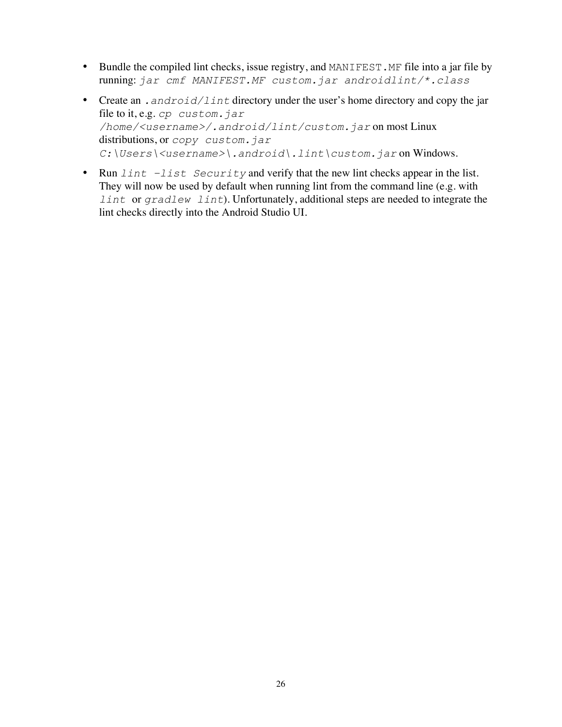- Bundle the compiled lint checks, issue registry, and `MANIFEST.MF` file into a jar file by running: *`jar cmf MANIFEST.MF custom.jar androidlint/*.class`*

- Create an *`.android/lint`* directory under the user's home directory and copy the jar file to it, e.g. *`cp custom.jar /home/<username>/.android/lint/custom.jar`* on most Linux distributions, or *`copy custom.jar C:\Users\<username>\.android\.lint\custom.jar`* on Windows.

- Run *`lint –list Security`* and verify that the new lint checks appear in the list. They will now be used by default when running lint from the command line (e.g. with *`lint`* or *`gradlew lint`*). Unfortunately, additional steps are needed to integrate the lint checks directly into the Android Studio UI.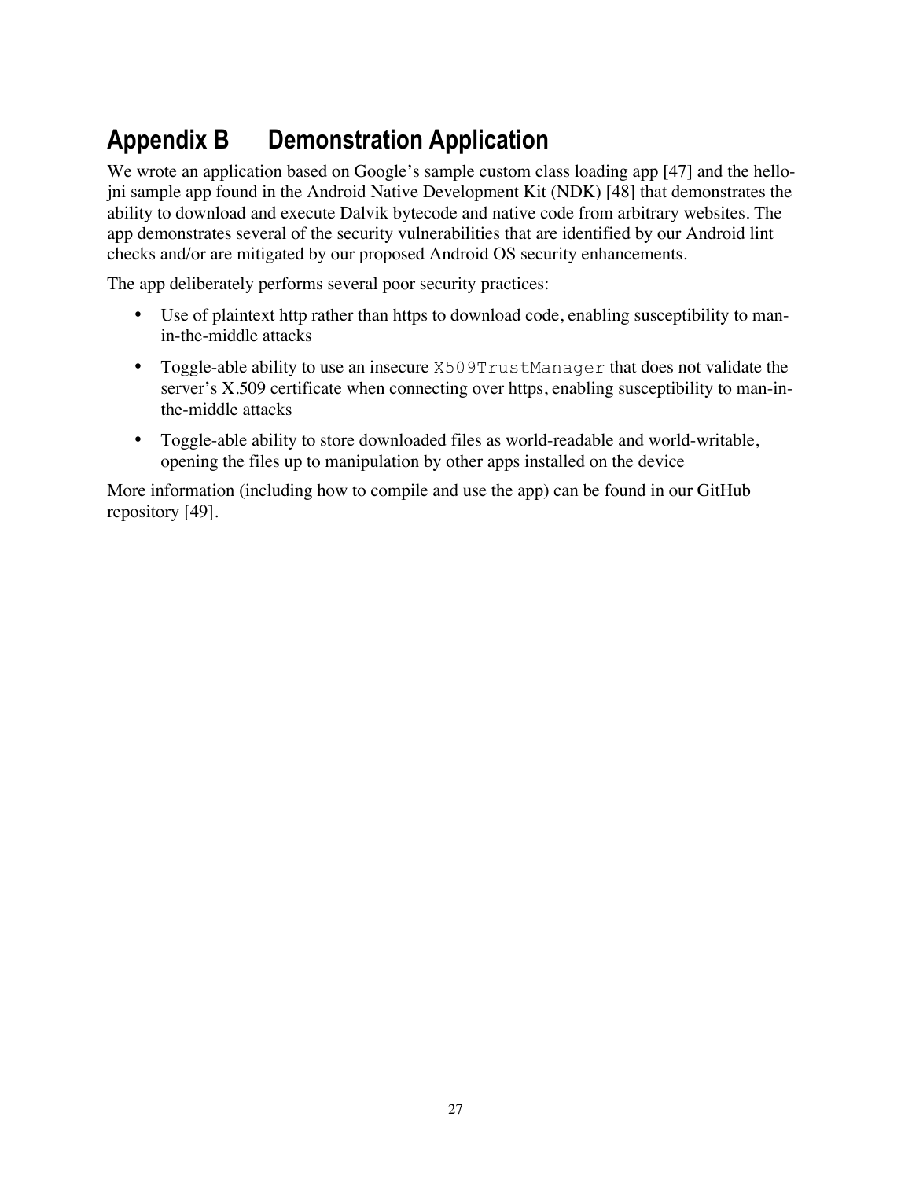# Appendix B Demonstration Application

We wrote an application based on Google's sample custom class loading app [47] and the hello-jni sample app found in the Android Native Development Kit (NDK) [48] that demonstrates the ability to download and execute Dalvik bytecode and native code from arbitrary websites. The app demonstrates several of the security vulnerabilities that are identified by our Android lint checks and/or are mitigated by our proposed Android OS security enhancements.

The app deliberately performs several poor security practices:

- Use of plaintext http rather than https to download code, enabling susceptibility to man-in-the-middle attacks
- Toggle-able ability to use an insecure `X509TrustManager` that does not validate the server's X.509 certificate when connecting over https, enabling susceptibility to man-in-the-middle attacks
- Toggle-able ability to store downloaded files as world-readable and world-writable, opening the files up to manipulation by other apps installed on the device

More information (including how to compile and use the app) can be found in our GitHub repository [49].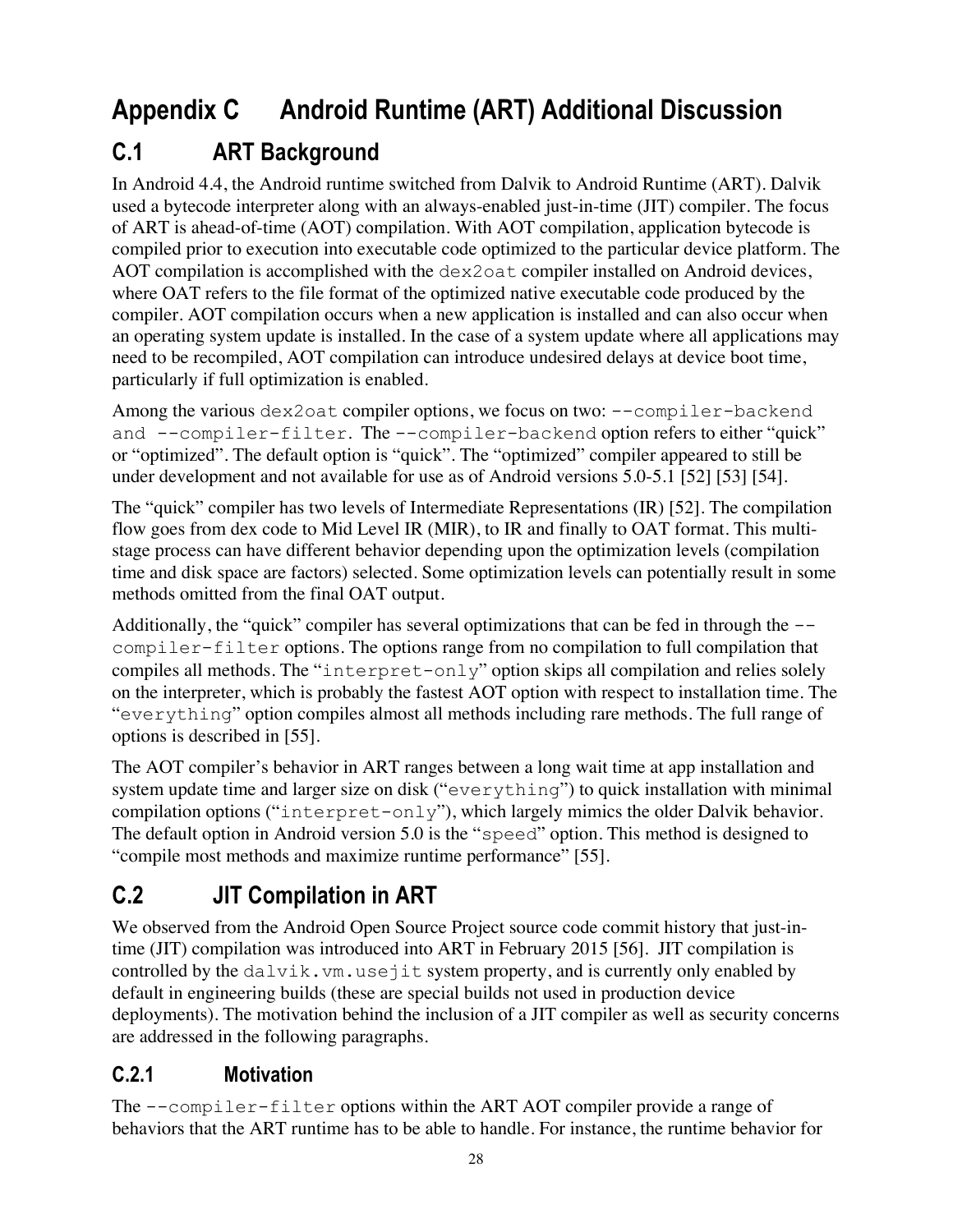# Appendix C Android Runtime (ART) Additional Discussion

## C.1 ART Background

In Android 4.4, the Android runtime switched from Dalvik to Android Runtime (ART). Dalvik used a bytecode interpreter along with an always-enabled just-in-time (JIT) compiler. The focus of ART is ahead-of-time (AOT) compilation. With AOT compilation, application bytecode is compiled prior to execution into executable code optimized to the particular device platform. The AOT compilation is accomplished with the `dex2oat` compiler installed on Android devices, where OAT refers to the file format of the optimized native executable code produced by the compiler. AOT compilation occurs when a new application is installed and can also occur when an operating system update is installed. In the case of a system update where all applications may need to be recompiled, AOT compilation can introduce undesired delays at device boot time, particularly if full optimization is enabled.

Among the various `dex2oat` compiler options, we focus on two: `--compiler-backend` and `--compiler-filter`. The `--compiler-backend` option refers to either "quick" or "optimized". The default option is "quick". The "optimized" compiler appeared to still be under development and not available for use as of Android versions 5.0-5.1 [52] [53] [54].

The "quick" compiler has two levels of Intermediate Representations (IR) [52]. The compilation flow goes from dex code to Mid Level IR (MIR), to IR and finally to OAT format. This multi-stage process can have different behavior depending upon the optimization levels (compilation time and disk space are factors) selected. Some optimization levels can potentially result in some methods omitted from the final OAT output.

Additionally, the "quick" compiler has several optimizations that can be fed in through the `--compiler-filter` options. The options range from no compilation to full compilation that compiles all methods. The "`interpret-only`" option skips all compilation and relies solely on the interpreter, which is probably the fastest AOT option with respect to installation time. The "`everything`" option compiles almost all methods including rare methods. The full range of options is described in [55].

The AOT compiler's behavior in ART ranges between a long wait time at app installation and system update time and larger size on disk ("`everything`") to quick installation with minimal compilation options ("`interpret-only`"), which largely mimics the older Dalvik behavior. The default option in Android version 5.0 is the "`speed`" option. This method is designed to "compile most methods and maximize runtime performance" [55].

## C.2 JIT Compilation in ART

We observed from the Android Open Source Project source code commit history that just-in-time (JIT) compilation was introduced into ART in February 2015 [56]. JIT compilation is controlled by the `dalvik.vm.usejit` system property, and is currently only enabled by default in engineering builds (these are special builds not used in production device deployments). The motivation behind the inclusion of a JIT compiler as well as security concerns are addressed in the following paragraphs.

### C.2.1 Motivation

The `--compiler-filter` options within the ART AOT compiler provide a range of behaviors that the ART runtime has to be able to handle. For instance, the runtime behavior for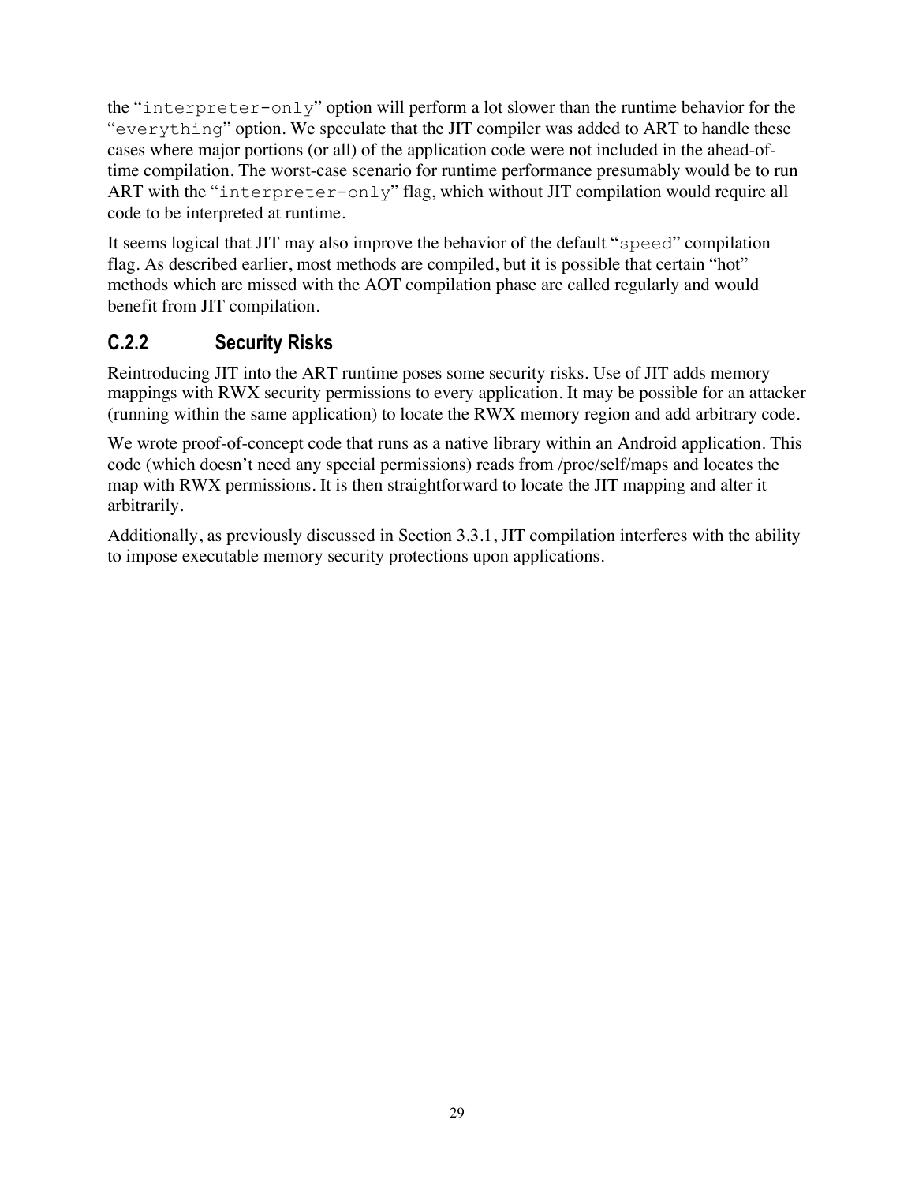the "`interpreter-only`" option will perform a lot slower than the runtime behavior for the "`everything`" option. We speculate that the JIT compiler was added to ART to handle these cases where major portions (or all) of the application code were not included in the ahead-of-time compilation. The worst-case scenario for runtime performance presumably would be to run ART with the "`interpreter-only`" flag, which without JIT compilation would require all code to be interpreted at runtime.

It seems logical that JIT may also improve the behavior of the default "`speed`" compilation flag. As described earlier, most methods are compiled, but it is possible that certain "hot" methods which are missed with the AOT compilation phase are called regularly and would benefit from JIT compilation.

### C.2.2 Security Risks

Reintroducing JIT into the ART runtime poses some security risks. Use of JIT adds memory mappings with RWX security permissions to every application. It may be possible for an attacker (running within the same application) to locate the RWX memory region and add arbitrary code.

We wrote proof-of-concept code that runs as a native library within an Android application. This code (which doesn't need any special permissions) reads from /proc/self/maps and locates the map with RWX permissions. It is then straightforward to locate the JIT mapping and alter it arbitrarily.

Additionally, as previously discussed in Section 3.3.1, JIT compilation interferes with the ability to impose executable memory security protections upon applications.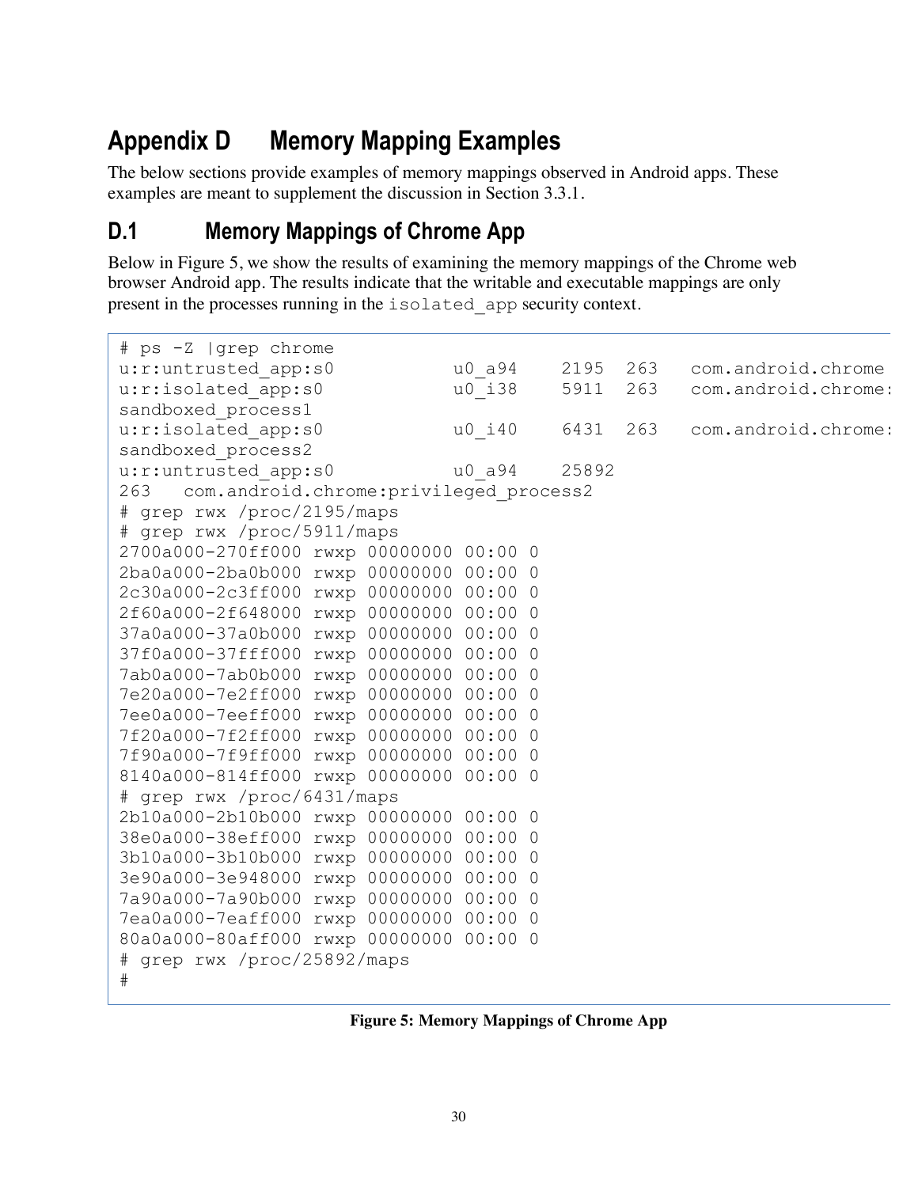# Appendix D Memory Mapping Examples

The below sections provide examples of memory mappings observed in Android apps. These examples are meant to supplement the discussion in Section 3.3.1.

## D.1 Memory Mappings of Chrome App

Below in Figure 5, we show the results of examining the memory mappings of the Chrome web browser Android app. The results indicate that the writable and executable mappings are only present in the processes running in the `isolated_app` security context.

```
# ps -Z |grep chrome
u:r:untrusted_app:s0          u0_a94    2195  263   com.android.chrome
u:r:isolated_app:s0           u0_i38    5911  263   com.android.chrome:
sandboxed_process1
u:r:isolated_app:s0           u0_i40    6431  263   com.android.chrome:
sandboxed_process2
u:r:untrusted_app:s0          u0_a94    25892
263   com.android.chrome:privileged_process2
# grep rwx /proc/2195/maps
# grep rwx /proc/5911/maps
2700a000-270ff000 rwxp 00000000 00:00 0
2ba0a000-2ba0b000 rwxp 00000000 00:00 0
2c30a000-2c3ff000 rwxp 00000000 00:00 0
2f60a000-2f648000 rwxp 00000000 00:00 0
37a0a000-37a0b000 rwxp 00000000 00:00 0
37f0a000-37fff000 rwxp 00000000 00:00 0
7ab0a000-7ab0b000 rwxp 00000000 00:00 0
7e20a000-7e2ff000 rwxp 00000000 00:00 0
7ee0a000-7eeff000 rwxp 00000000 00:00 0
7f20a000-7f2ff000 rwxp 00000000 00:00 0
7f90a000-7f9ff000 rwxp 00000000 00:00 0
8140a000-814ff000 rwxp 00000000 00:00 0
# grep rwx /proc/6431/maps
2b10a000-2b10b000 rwxp 00000000 00:00 0
38e0a000-38eff000 rwxp 00000000 00:00 0
3b10a000-3b10b000 rwxp 00000000 00:00 0
3e90a000-3e948000 rwxp 00000000 00:00 0
7a90a000-7a90b000 rwxp 00000000 00:00 0
7ea0a000-7eaff000 rwxp 00000000 00:00 0
80a0a000-80aff000 rwxp 00000000 00:00 0
# grep rwx /proc/25892/maps
#
```

**Figure 5: Memory Mappings of Chrome App**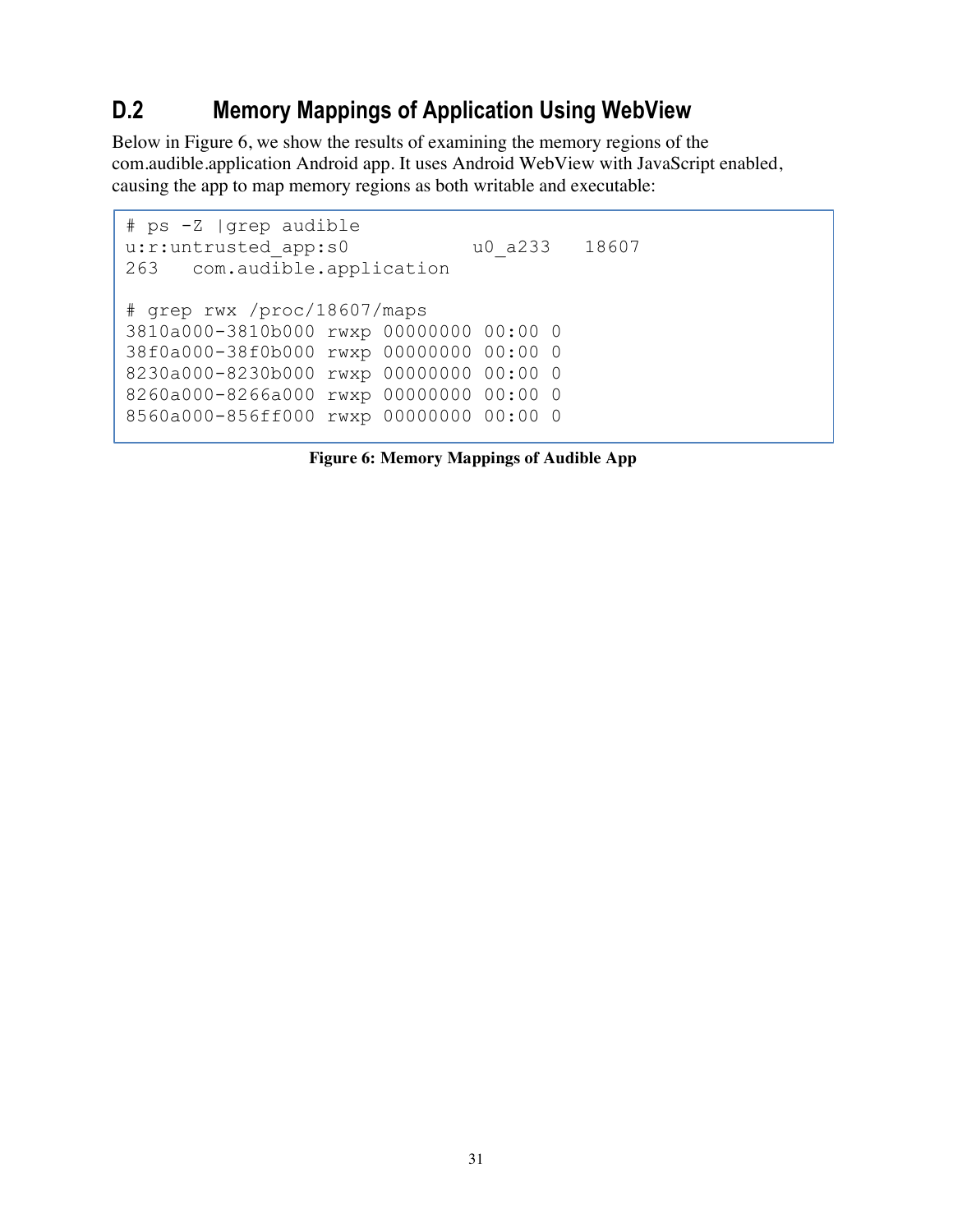## D.2 Memory Mappings of Application Using WebView

Below in Figure 6, we show the results of examining the memory regions of the com.audible.application Android app. It uses Android WebView with JavaScript enabled, causing the app to map memory regions as both writable and executable:

```
# ps -Z |grep audible
u:r:untrusted_app:s0          u0_a233   18607
263   com.audible.application

# grep rwx /proc/18607/maps
3810a000-3810b000 rwxp 00000000 00:00 0
38f0a000-38f0b000 rwxp 00000000 00:00 0
8230a000-8230b000 rwxp 00000000 00:00 0
8260a000-8266a000 rwxp 00000000 00:00 0
8560a000-856ff000 rwxp 00000000 00:00 0
```

**Figure 6: Memory Mappings of Audible App**